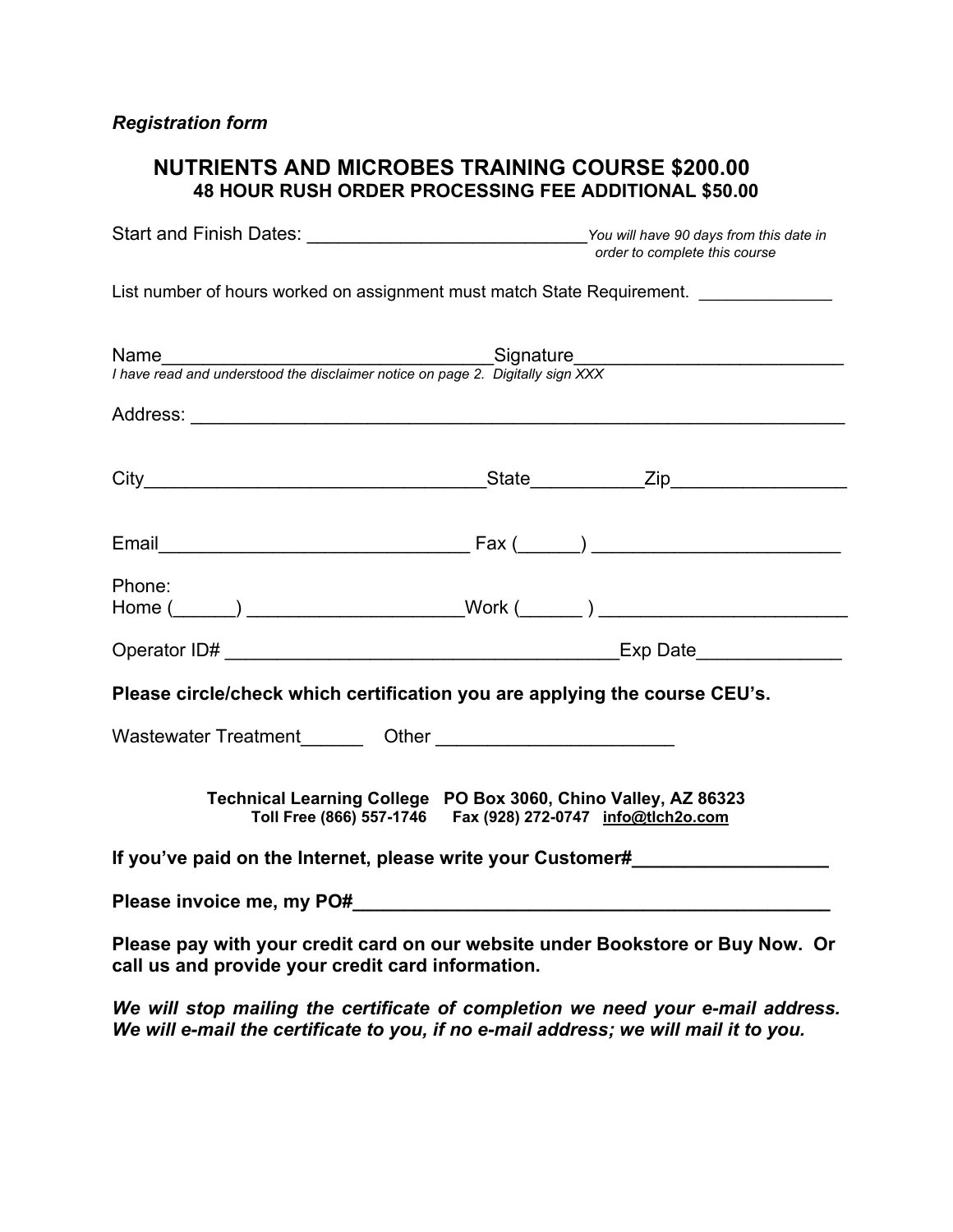*Registration form*

## NUTRIENTS AND MICROBES TRAINING COURSE $200.00
### 48 HOUR RUSH ORDER PROCESSING FEE ADDITIONAL $50.00

Start and Finish Dates: ___________________________ *You will have 90 days from this date in order to complete this course*

List number of hours worked on assignment must match State Requirement. _____________

Name________________________________Signature_________________________
*I have read and understood the disclaimer notice on page 2. Digitally sign XXX*

Address: ______________________________________________________________

City________________________________State__________Zip________________

Email_____________________________ Fax (______) _______________________

Phone:
Home (______) ____________________Work (______ ) _______________________

Operator ID# _____________________________________Exp Date_____________

**Please circle/check which certification you are applying the course CEU's.**

Wastewater Treatment______ Other ______________________

**Technical Learning College PO Box 3060, Chino Valley, AZ 86323**
**Toll Free (866) 557-1746 Fax (928) 272-0747 info@tlch2o.com**

**If you've paid on the Internet, please write your Customer#__________________**

**Please invoice me, my PO#_______________________________________________**

**Please pay with your credit card on our website under Bookstore or Buy Now. Or call us and provide your credit card information.**

***We will stop mailing the certificate of completion we need your e-mail address. We will e-mail the certificate to you, if no e-mail address; we will mail it to you.***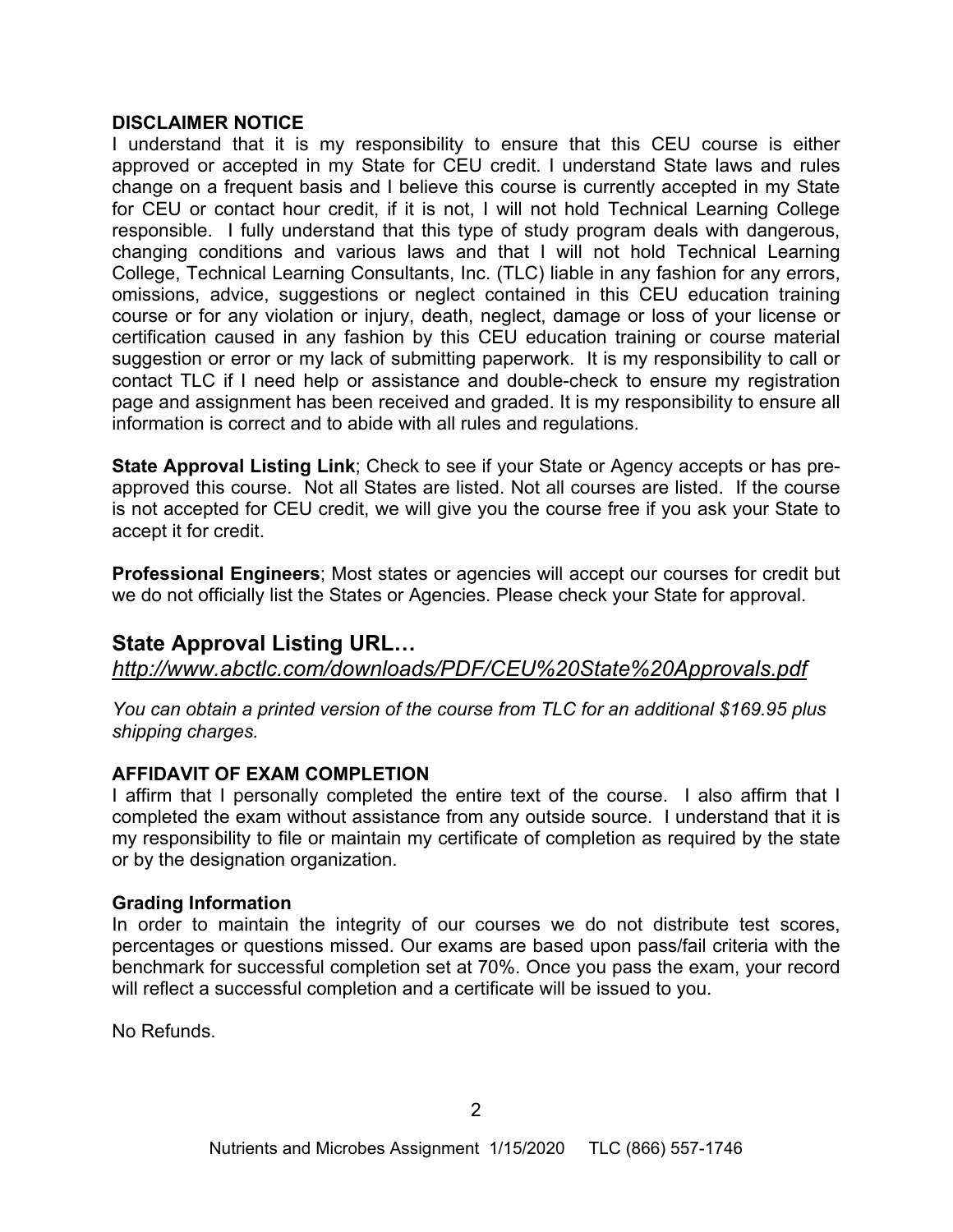**DISCLAIMER NOTICE**

I understand that it is my responsibility to ensure that this CEU course is either approved or accepted in my State for CEU credit. I understand State laws and rules change on a frequent basis and I believe this course is currently accepted in my State for CEU or contact hour credit, if it is not, I will not hold Technical Learning College responsible. I fully understand that this type of study program deals with dangerous, changing conditions and various laws and that I will not hold Technical Learning College, Technical Learning Consultants, Inc. (TLC) liable in any fashion for any errors, omissions, advice, suggestions or neglect contained in this CEU education training course or for any violation or injury, death, neglect, damage or loss of your license or certification caused in any fashion by this CEU education training or course material suggestion or error or my lack of submitting paperwork. It is my responsibility to call or contact TLC if I need help or assistance and double-check to ensure my registration page and assignment has been received and graded. It is my responsibility to ensure all information is correct and to abide with all rules and regulations.

**State Approval Listing Link**; Check to see if your State or Agency accepts or has pre-approved this course. Not all States are listed. Not all courses are listed. If the course is not accepted for CEU credit, we will give you the course free if you ask your State to accept it for credit.

**Professional Engineers**; Most states or agencies will accept our courses for credit but we do not officially list the States or Agencies. Please check your State for approval.

## State Approval Listing URL…

*http://www.abctlc.com/downloads/PDF/CEU%20State%20Approvals.pdf*

*You can obtain a printed version of the course from TLC for an additional $169.95 plus shipping charges.*

**AFFIDAVIT OF EXAM COMPLETION**

I affirm that I personally completed the entire text of the course. I also affirm that I completed the exam without assistance from any outside source. I understand that it is my responsibility to file or maintain my certificate of completion as required by the state or by the designation organization.

**Grading Information**

In order to maintain the integrity of our courses we do not distribute test scores, percentages or questions missed. Our exams are based upon pass/fail criteria with the benchmark for successful completion set at 70%. Once you pass the exam, your record will reflect a successful completion and a certificate will be issued to you.

No Refunds.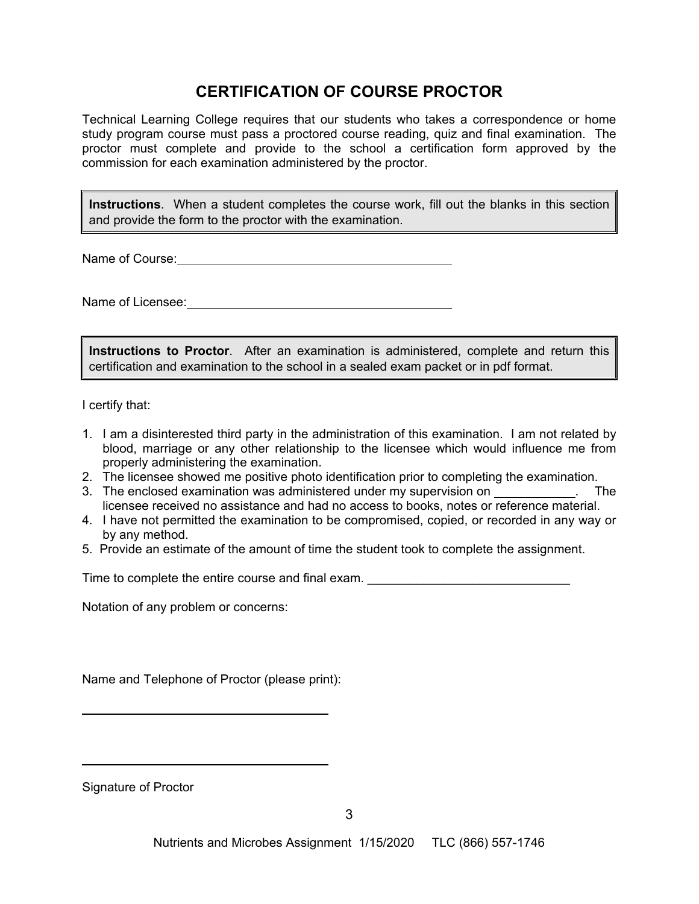# CERTIFICATION OF COURSE PROCTOR

Technical Learning College requires that our students who takes a correspondence or home study program course must pass a proctored course reading, quiz and final examination. The proctor must complete and provide to the school a certification form approved by the commission for each examination administered by the proctor.

**Instructions**. When a student completes the course work, fill out the blanks in this section and provide the form to the proctor with the examination.

Name of Course: ______________________________________

Name of Licensee: ____________________________________

**Instructions to Proctor**. After an examination is administered, complete and return this certification and examination to the school in a sealed exam packet or in pdf format.

I certify that:

1. I am a disinterested third party in the administration of this examination. I am not related by blood, marriage or any other relationship to the licensee which would influence me from properly administering the examination.
2. The licensee showed me positive photo identification prior to completing the examination.
3. The enclosed examination was administered under my supervision on ____________. The licensee received no assistance and had no access to books, notes or reference material.
4. I have not permitted the examination to be compromised, copied, or recorded in any way or by any method.
5. Provide an estimate of the amount of time the student took to complete the assignment.

Time to complete the entire course and final exam. ______________________________

Notation of any problem or concerns:

Name and Telephone of Proctor (please print):

______________________________________

______________________________________

Signature of Proctor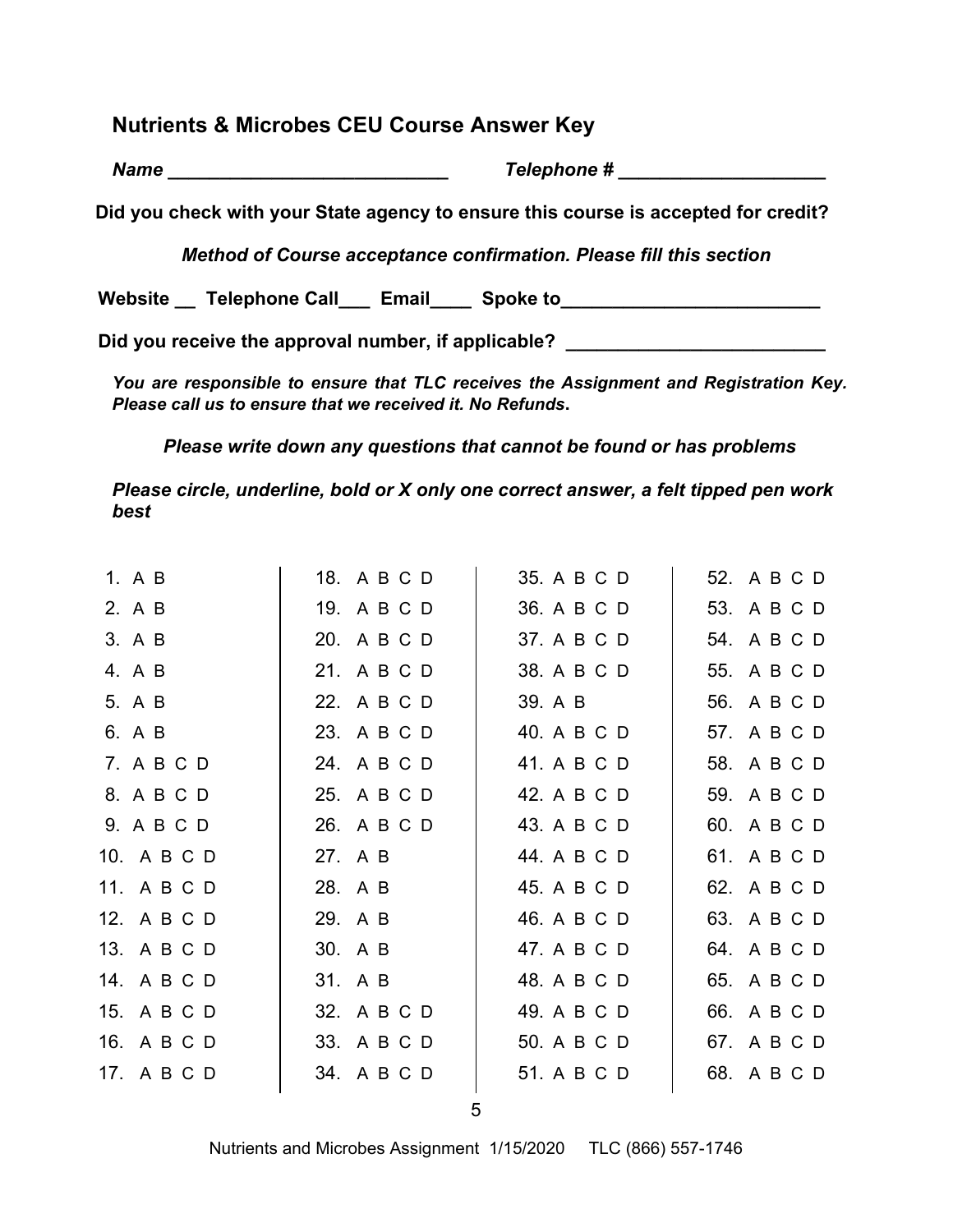## Nutrients & Microbes CEU Course Answer Key

*Name* ___________________________ *Telephone #* ___________________

**Did you check with your State agency to ensure this course is accepted for credit?**

***Method of Course acceptance confirmation. Please fill this section***

**Website __ Telephone Call___ Email____ Spoke to________________________**

**Did you receive the approval number, if applicable? ________________________**

***You are responsible to ensure that TLC receives the Assignment and Registration Key. Please call us to ensure that we received it. No Refunds.***

***Please write down any questions that cannot be found or has problems***

***Please circle, underline, bold or X only one correct answer, a felt tipped pen work best***

| | | | |
|---|---|---|---|
| 1. A B | 18. A B C D | 35. A B C D | 52. A B C D |
| 2. A B | 19. A B C D | 36. A B C D | 53. A B C D |
| 3. A B | 20. A B C D | 37. A B C D | 54. A B C D |
| 4. A B | 21. A B C D | 38. A B C D | 55. A B C D |
| 5. A B | 22. A B C D | 39. A B | 56. A B C D |
| 6. A B | 23. A B C D | 40. A B C D | 57. A B C D |
| 7. A B C D | 24. A B C D | 41. A B C D | 58. A B C D |
| 8. A B C D | 25. A B C D | 42. A B C D | 59. A B C D |
| 9. A B C D | 26. A B C D | 43. A B C D | 60. A B C D |
| 10. A B C D | 27. A B | 44. A B C D | 61. A B C D |
| 11. A B C D | 28. A B | 45. A B C D | 62. A B C D |
| 12. A B C D | 29. A B | 46. A B C D | 63. A B C D |
| 13. A B C D | 30. A B | 47. A B C D | 64. A B C D |
| 14. A B C D | 31. A B | 48. A B C D | 65. A B C D |
| 15. A B C D | 32. A B C D | 49. A B C D | 66. A B C D |
| 16. A B C D | 33. A B C D | 50. A B C D | 67. A B C D |
| 17. A B C D | 34. A B C D | 51. A B C D | 68. A B C D |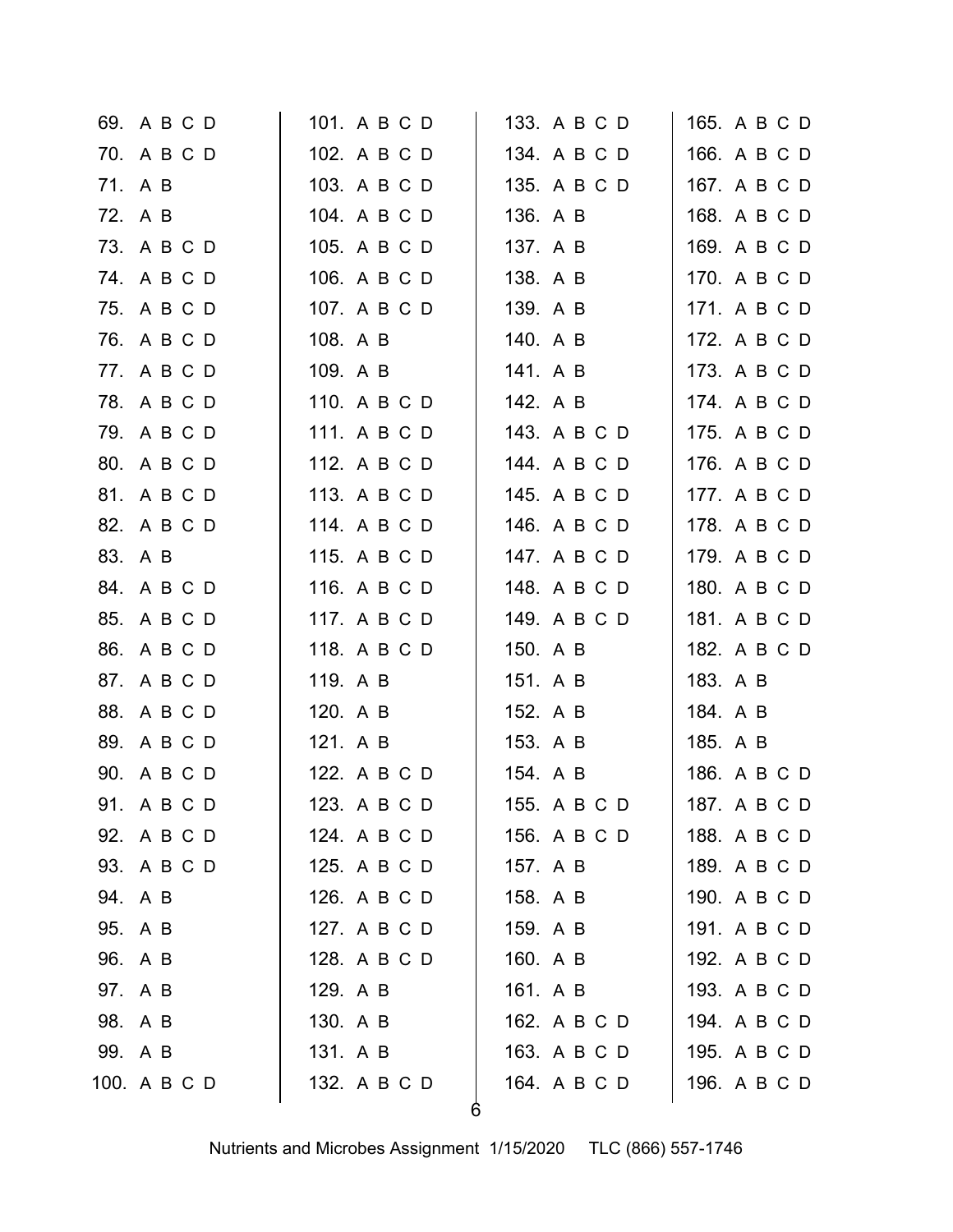69. A B C D
70. A B C D
71. A B
72. A B
73. A B C D
74. A B C D
75. A B C D
76. A B C D
77. A B C D
78. A B C D
79. A B C D
80. A B C D
81. A B C D
82. A B C D
83. A B
84. A B C D
85. A B C D
86. A B C D
87. A B C D
88. A B C D
89. A B C D
90. A B C D
91. A B C D
92. A B C D
93. A B C D
94. A B
95. A B
96. A B
97. A B
98. A B
99. A B
100. A B C D

101. A B C D
102. A B C D
103. A B C D
104. A B C D
105. A B C D
106. A B C D
107. A B C D
108. A B
109. A B
110. A B C D
111. A B C D
112. A B C D
113. A B C D
114. A B C D
115. A B C D
116. A B C D
117. A B C D
118. A B C D
119. A B
120. A B
121. A B
122. A B C D
123. A B C D
124. A B C D
125. A B C D
126. A B C D
127. A B C D
128. A B C D
129. A B
130. A B
131. A B
132. A B C D

133. A B C D
134. A B C D
135. A B C D
136. A B
137. A B
138. A B
139. A B
140. A B
141. A B
142. A B
143. A B C D
144. A B C D
145. A B C D
146. A B C D
147. A B C D
148. A B C D
149. A B C D
150. A B
151. A B
152. A B
153. A B
154. A B
155. A B C D
156. A B C D
157. A B
158. A B
159. A B
160. A B
161. A B
162. A B C D
163. A B C D
164. A B C D

165. A B C D
166. A B C D
167. A B C D
168. A B C D
169. A B C D
170. A B C D
171. A B C D
172. A B C D
173. A B C D
174. A B C D
175. A B C D
176. A B C D
177. A B C D
178. A B C D
179. A B C D
180. A B C D
181. A B C D
182. A B C D
183. A B
184. A B
185. A B
186. A B C D
187. A B C D
188. A B C D
189. A B C D
190. A B C D
191. A B C D
192. A B C D
193. A B C D
194. A B C D
195. A B C D
196. A B C D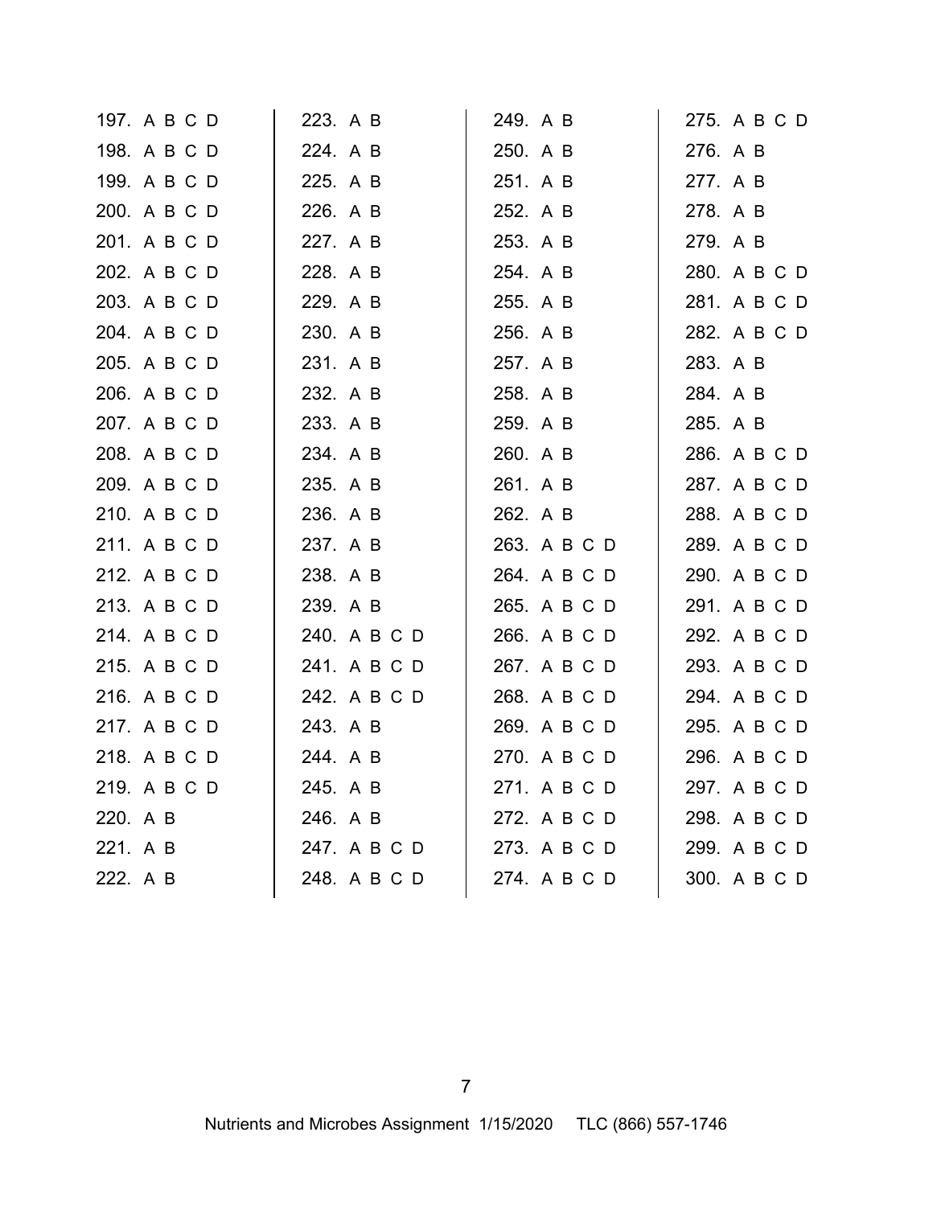197. A B C D
198. A B C D
199. A B C D
200. A B C D
201. A B C D
202. A B C D
203. A B C D
204. A B C D
205. A B C D
206. A B C D
207. A B C D
208. A B C D
209. A B C D
210. A B C D
211. A B C D
212. A B C D
213. A B C D
214. A B C D
215. A B C D
216. A B C D
217. A B C D
218. A B C D
219. A B C D
220. A B
221. A B
222. A B
223. A B
224. A B
225. A B
226. A B
227. A B
228. A B
229. A B
230. A B
231. A B
232. A B
233. A B
234. A B
235. A B
236. A B
237. A B
238. A B
239. A B
240. A B C D
241. A B C D
242. A B C D
243. A B
244. A B
245. A B
246. A B
247. A B C D
248. A B C D
249. A B
250. A B
251. A B
252. A B
253. A B
254. A B
255. A B
256. A B
257. A B
258. A B
259. A B
260. A B
261. A B
262. A B
263. A B C D
264. A B C D
265. A B C D
266. A B C D
267. A B C D
268. A B C D
269. A B C D
270. A B C D
271. A B C D
272. A B C D
273. A B C D
274. A B C D
275. A B C D
276. A B
277. A B
278. A B
279. A B
280. A B C D
281. A B C D
282. A B C D
283. A B
284. A B
285. A B
286. A B C D
287. A B C D
288. A B C D
289. A B C D
290. A B C D
291. A B C D
292. A B C D
293. A B C D
294. A B C D
295. A B C D
296. A B C D
297. A B C D
298. A B C D
299. A B C D
300. A B C D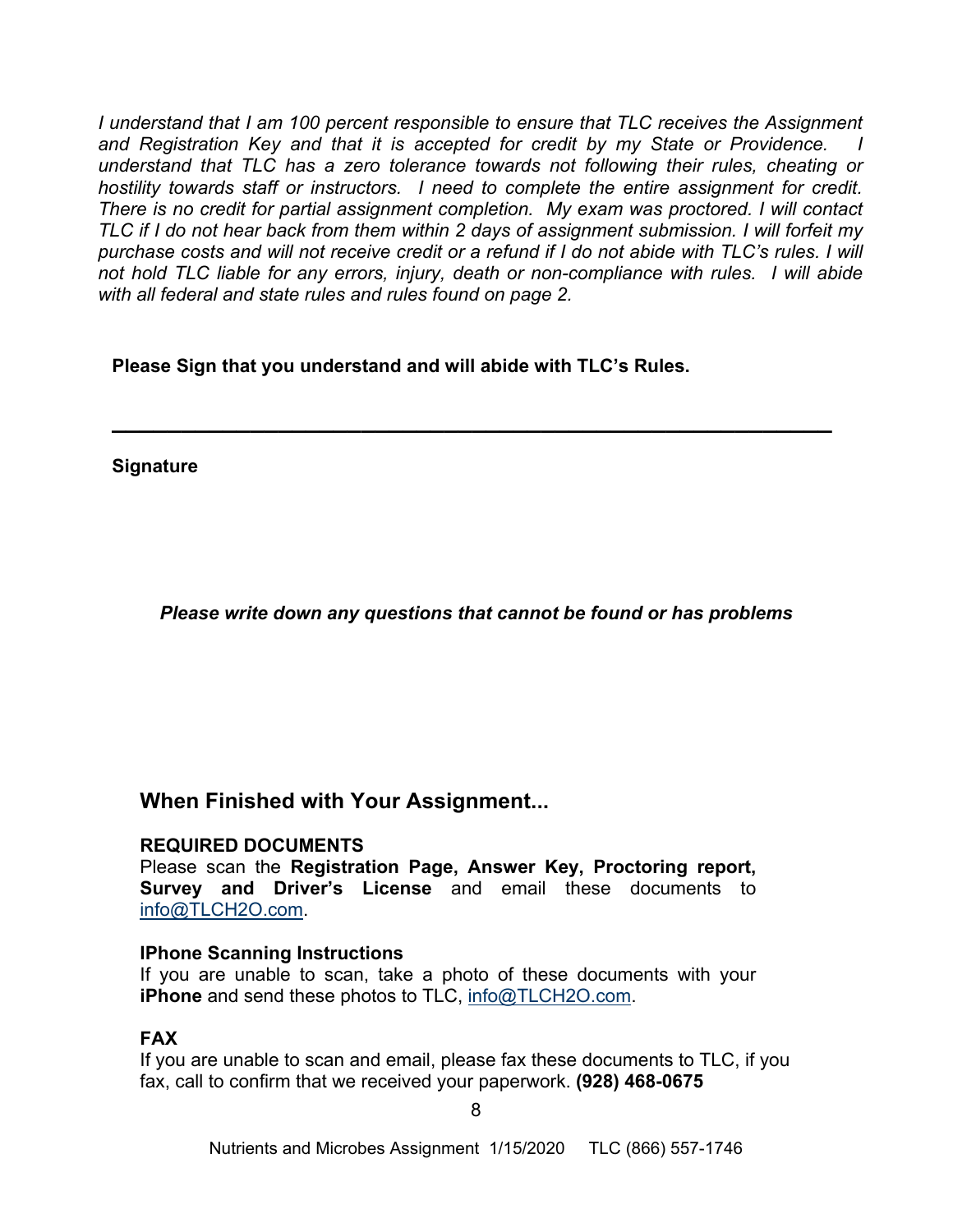*I understand that I am 100 percent responsible to ensure that TLC receives the Assignment and Registration Key and that it is accepted for credit by my State or Providence. I understand that TLC has a zero tolerance towards not following their rules, cheating or hostility towards staff or instructors. I need to complete the entire assignment for credit. There is no credit for partial assignment completion. My exam was proctored. I will contact TLC if I do not hear back from them within 2 days of assignment submission. I will forfeit my purchase costs and will not receive credit or a refund if I do not abide with TLC's rules. I will not hold TLC liable for any errors, injury, death or non-compliance with rules. I will abide with all federal and state rules and rules found on page 2.*

**Please Sign that you understand and will abide with TLC's Rules.**

______________________________________________________________

**Signature**

***Please write down any questions that cannot be found or has problems***

## When Finished with Your Assignment...

**REQUIRED DOCUMENTS**

Please scan the **Registration Page, Answer Key, Proctoring report, Survey and Driver's License** and email these documents to info@TLCH2O.com.

**IPhone Scanning Instructions**

If you are unable to scan, take a photo of these documents with your **iPhone** and send these photos to TLC, info@TLCH2O.com.

**FAX**

If you are unable to scan and email, please fax these documents to TLC, if you fax, call to confirm that we received your paperwork. **(928) 468-0675**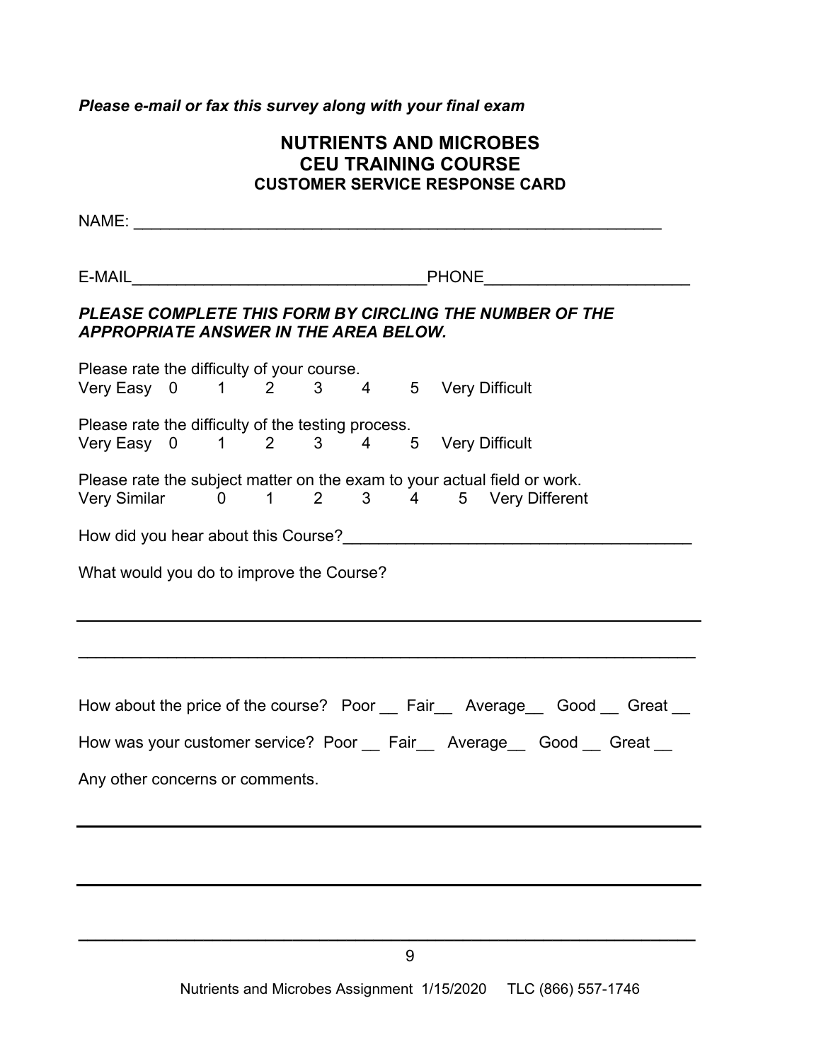*Please e-mail or fax this survey along with your final exam*

# NUTRIENTS AND MICROBES
# CEU TRAINING COURSE
## CUSTOMER SERVICE RESPONSE CARD

NAME: ____________________________________________________________

E-MAIL_________________________________PHONE______________________

***PLEASE COMPLETE THIS FORM BY CIRCLING THE NUMBER OF THE APPROPRIATE ANSWER IN THE AREA BELOW.***

Please rate the difficulty of your course.
Very Easy 0 1 2 3 4 5 Very Difficult

Please rate the difficulty of the testing process.
Very Easy 0 1 2 3 4 5 Very Difficult

Please rate the subject matter on the exam to your actual field or work.
Very Similar 0 1 2 3 4 5 Very Different

How did you hear about this Course?______________________________________

What would you do to improve the Course?

______________________________________________________________________

______________________________________________________________________

How about the price of the course? Poor __ Fair__ Average__ Good __ Great __

How was your customer service? Poor __ Fair__ Average__ Good __ Great __

Any other concerns or comments.

______________________________________________________________________

______________________________________________________________________

______________________________________________________________________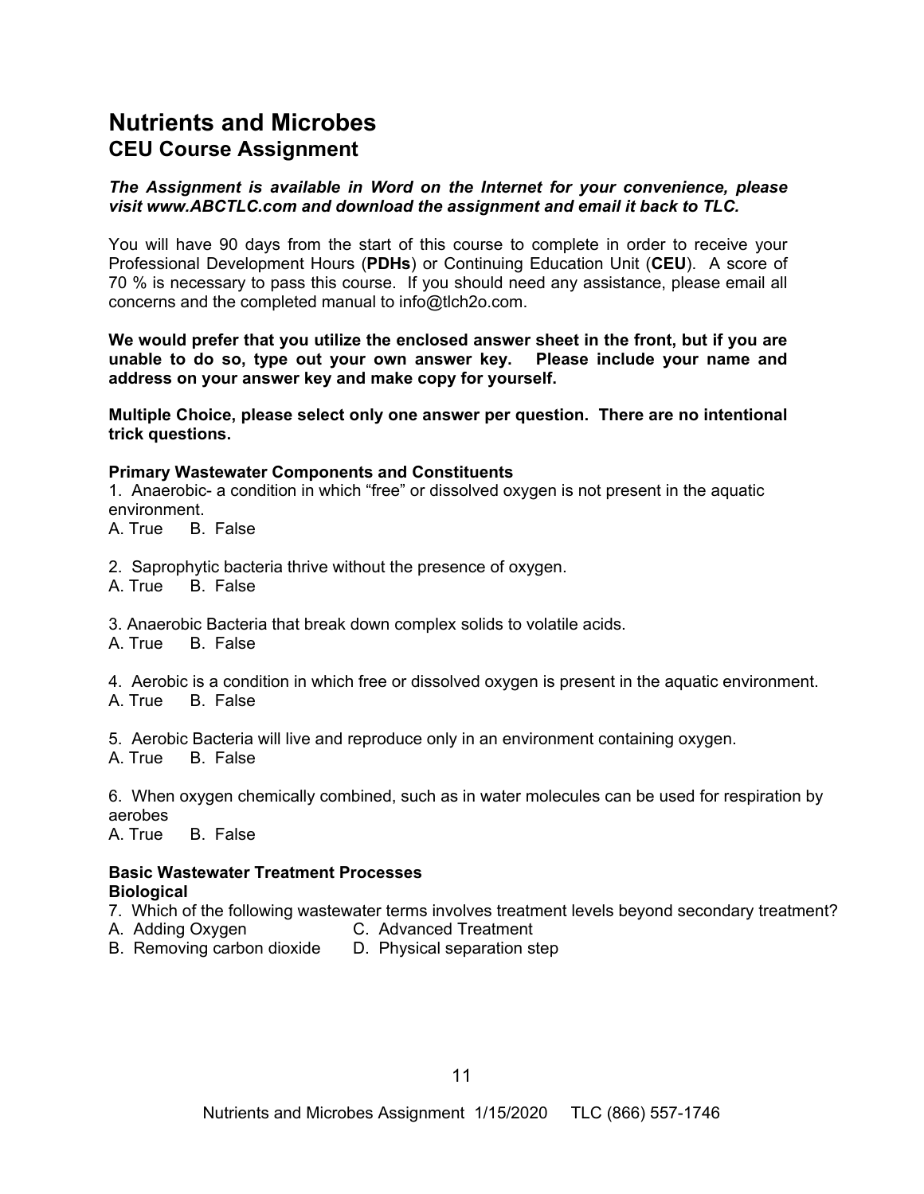# Nutrients and Microbes

## CEU Course Assignment

***The Assignment is available in Word on the Internet for your convenience, please visit www.ABCTLC.com and download the assignment and email it back to TLC.***

You will have 90 days from the start of this course to complete in order to receive your Professional Development Hours (**PDHs**) or Continuing Education Unit (**CEU**). A score of 70 % is necessary to pass this course. If you should need any assistance, please email all concerns and the completed manual to info@tlch2o.com.

**We would prefer that you utilize the enclosed answer sheet in the front, but if you are unable to do so, type out your own answer key. Please include your name and address on your answer key and make copy for yourself.**

**Multiple Choice, please select only one answer per question. There are no intentional trick questions.**

**Primary Wastewater Components and Constituents**

1. Anaerobic- a condition in which "free" or dissolved oxygen is not present in the aquatic environment.
A. True B. False

2. Saprophytic bacteria thrive without the presence of oxygen.
A. True B. False

3. Anaerobic Bacteria that break down complex solids to volatile acids.
A. True B. False

4. Aerobic is a condition in which free or dissolved oxygen is present in the aquatic environment.
A. True B. False

5. Aerobic Bacteria will live and reproduce only in an environment containing oxygen.
A. True B. False

6. When oxygen chemically combined, such as in water molecules can be used for respiration by aerobes
A. True B. False

**Basic Wastewater Treatment Processes**
**Biological**

7. Which of the following wastewater terms involves treatment levels beyond secondary treatment?
A. Adding Oxygen
B. Removing carbon dioxide
C. Advanced Treatment
D. Physical separation step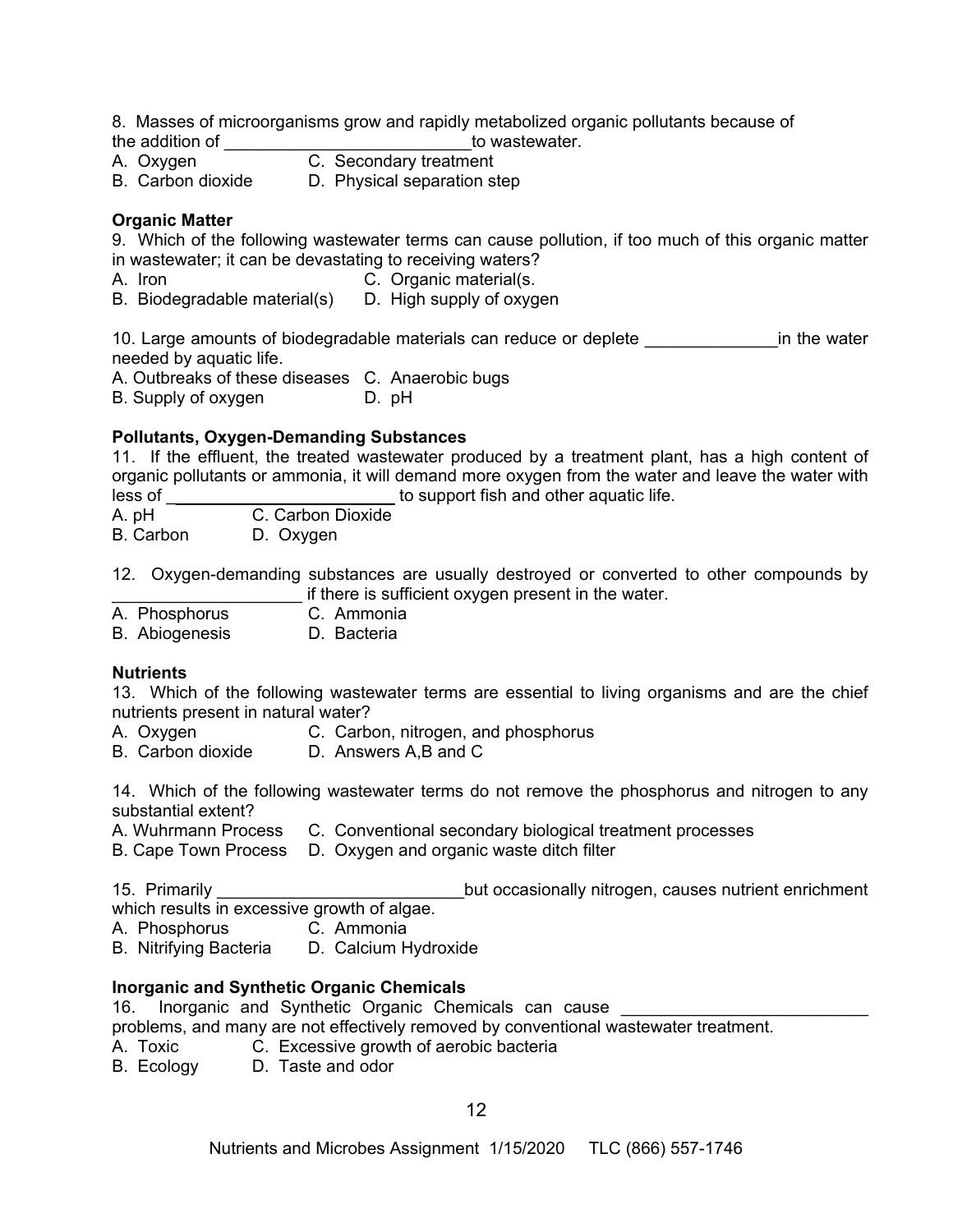8. Masses of microorganisms grow and rapidly metabolized organic pollutants because of the addition of __________________________to wastewater.

A. Oxygen C. Secondary treatment
B. Carbon dioxide D. Physical separation step

**Organic Matter**

9. Which of the following wastewater terms can cause pollution, if too much of this organic matter in wastewater; it can be devastating to receiving waters?

A. Iron C. Organic material(s.
B. Biodegradable material(s) D. High supply of oxygen

10. Large amounts of biodegradable materials can reduce or deplete ______________in the water needed by aquatic life.

A. Outbreaks of these diseases C. Anaerobic bugs
B. Supply of oxygen D. pH

**Pollutants, Oxygen-Demanding Substances**

11. If the effluent, the treated wastewater produced by a treatment plant, has a high content of organic pollutants or ammonia, it will demand more oxygen from the water and leave the water with less of ________________________ to support fish and other aquatic life.

A. pH C. Carbon Dioxide
B. Carbon D. Oxygen

12. Oxygen-demanding substances are usually destroyed or converted to other compounds by ____________________ if there is sufficient oxygen present in the water.

A. Phosphorus C. Ammonia
B. Abiogenesis D. Bacteria

**Nutrients**

13. Which of the following wastewater terms are essential to living organisms and are the chief nutrients present in natural water?

A. Oxygen C. Carbon, nitrogen, and phosphorus
B. Carbon dioxide D. Answers A,B and C

14. Which of the following wastewater terms do not remove the phosphorus and nitrogen to any substantial extent?

A. Wuhrmann Process C. Conventional secondary biological treatment processes
B. Cape Town Process D. Oxygen and organic waste ditch filter

15. Primarily __________________________but occasionally nitrogen, causes nutrient enrichment which results in excessive growth of algae.

A. Phosphorus C. Ammonia
B. Nitrifying Bacteria D. Calcium Hydroxide

**Inorganic and Synthetic Organic Chemicals**

16. Inorganic and Synthetic Organic Chemicals can cause __________________________ problems, and many are not effectively removed by conventional wastewater treatment.

A. Toxic C. Excessive growth of aerobic bacteria
B. Ecology D. Taste and odor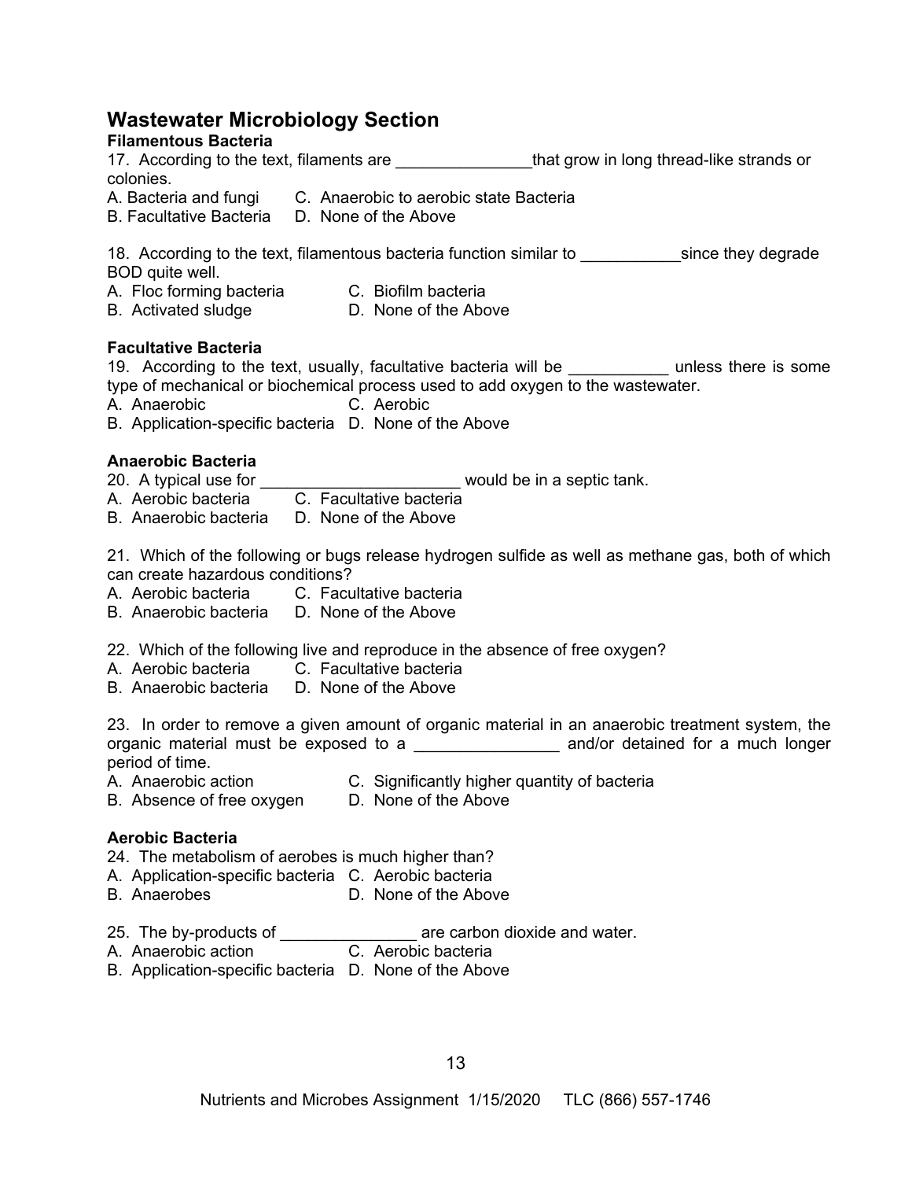## Wastewater Microbiology Section

**Filamentous Bacteria**

17. According to the text, filaments are _______________that grow in long thread-like strands or colonies.

A. Bacteria and fungi
B. Facultative Bacteria
C. Anaerobic to aerobic state Bacteria
D. None of the Above

18. According to the text, filamentous bacteria function similar to ___________since they degrade BOD quite well.

A. Floc forming bacteria
B. Activated sludge
C. Biofilm bacteria
D. None of the Above

**Facultative Bacteria**

19. According to the text, usually, facultative bacteria will be ___________ unless there is some type of mechanical or biochemical process used to add oxygen to the wastewater.

A. Anaerobic
B. Application-specific bacteria
C. Aerobic
D. None of the Above

**Anaerobic Bacteria**

20. A typical use for ______________________ would be in a septic tank.

A. Aerobic bacteria
B. Anaerobic bacteria
C. Facultative bacteria
D. None of the Above

21. Which of the following or bugs release hydrogen sulfide as well as methane gas, both of which can create hazardous conditions?

A. Aerobic bacteria
B. Anaerobic bacteria
C. Facultative bacteria
D. None of the Above

22. Which of the following live and reproduce in the absence of free oxygen?

A. Aerobic bacteria
B. Anaerobic bacteria
C. Facultative bacteria
D. None of the Above

23. In order to remove a given amount of organic material in an anaerobic treatment system, the organic material must be exposed to a ________________ and/or detained for a much longer period of time.

A. Anaerobic action
B. Absence of free oxygen
C. Significantly higher quantity of bacteria
D. None of the Above

**Aerobic Bacteria**

24. The metabolism of aerobes is much higher than?

A. Application-specific bacteria
B. Anaerobes
C. Aerobic bacteria
D. None of the Above

25. The by-products of _______________ are carbon dioxide and water.

A. Anaerobic action
B. Application-specific bacteria
C. Aerobic bacteria
D. None of the Above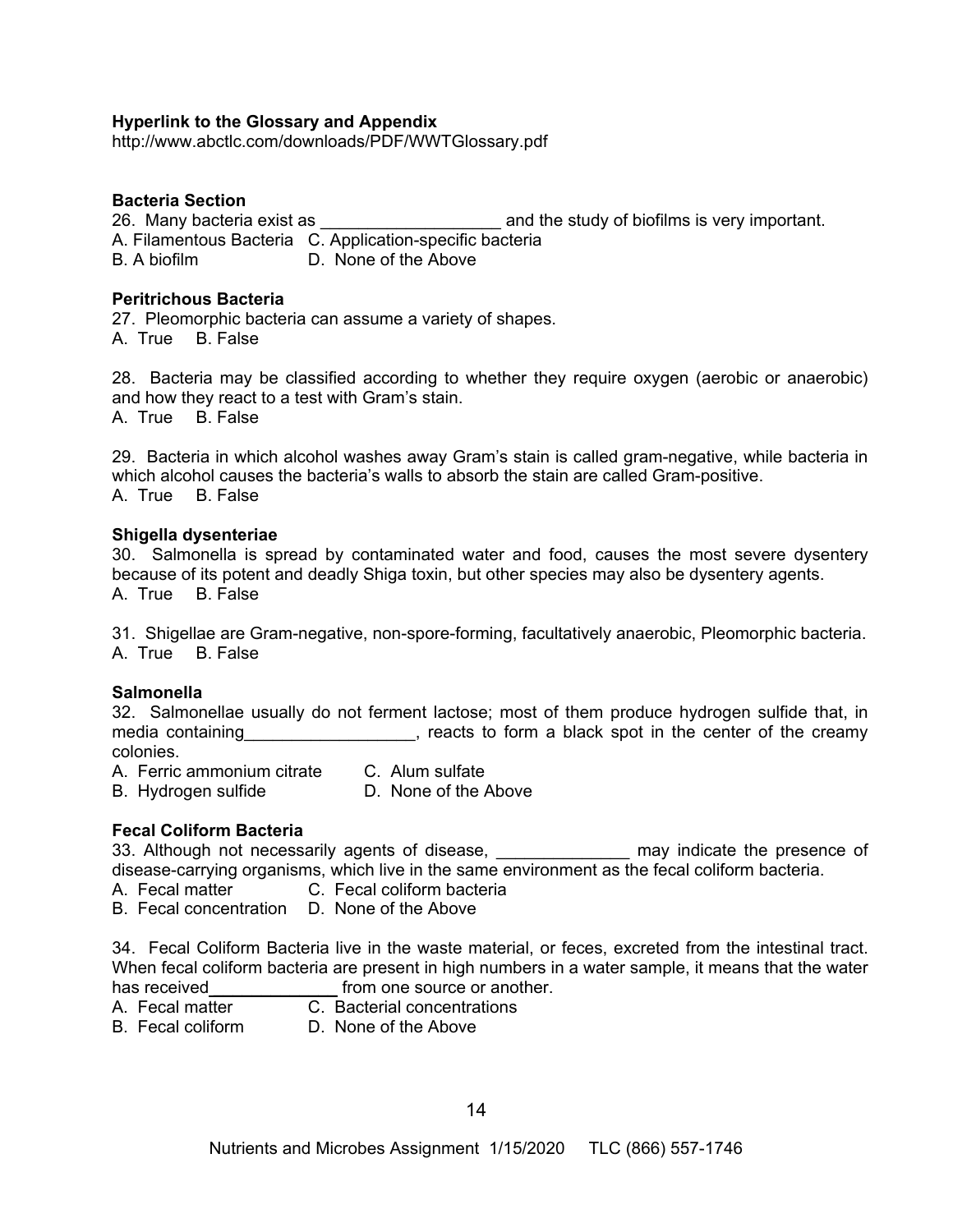**Hyperlink to the Glossary and Appendix**
http://www.abctlc.com/downloads/PDF/WWTGlossary.pdf

**Bacteria Section**

26. Many bacteria exist as ___________________ and the study of biofilms is very important.
A. Filamentous Bacteria C. Application-specific bacteria
B. A biofilm D. None of the Above

**Peritrichous Bacteria**

27. Pleomorphic bacteria can assume a variety of shapes.
A. True B. False

28. Bacteria may be classified according to whether they require oxygen (aerobic or anaerobic) and how they react to a test with Gram's stain.
A. True B. False

29. Bacteria in which alcohol washes away Gram's stain is called gram-negative, while bacteria in which alcohol causes the bacteria's walls to absorb the stain are called Gram-positive.
A. True B. False

**Shigella dysenteriae**

30. Salmonella is spread by contaminated water and food, causes the most severe dysentery because of its potent and deadly Shiga toxin, but other species may also be dysentery agents.
A. True B. False

31. Shigellae are Gram-negative, non-spore-forming, facultatively anaerobic, Pleomorphic bacteria.
A. True B. False

**Salmonella**

32. Salmonellae usually do not ferment lactose; most of them produce hydrogen sulfide that, in media containing__________________, reacts to form a black spot in the center of the creamy colonies.
A. Ferric ammonium citrate C. Alum sulfate
B. Hydrogen sulfide D. None of the Above

**Fecal Coliform Bacteria**

33. Although not necessarily agents of disease, ______________ may indicate the presence of disease-carrying organisms, which live in the same environment as the fecal coliform bacteria.
A. Fecal matter C. Fecal coliform bacteria
B. Fecal concentration D. None of the Above

34. Fecal Coliform Bacteria live in the waste material, or feces, excreted from the intestinal tract. When fecal coliform bacteria are present in high numbers in a water sample, it means that the water has received______________ from one source or another.
A. Fecal matter C. Bacterial concentrations
B. Fecal coliform D. None of the Above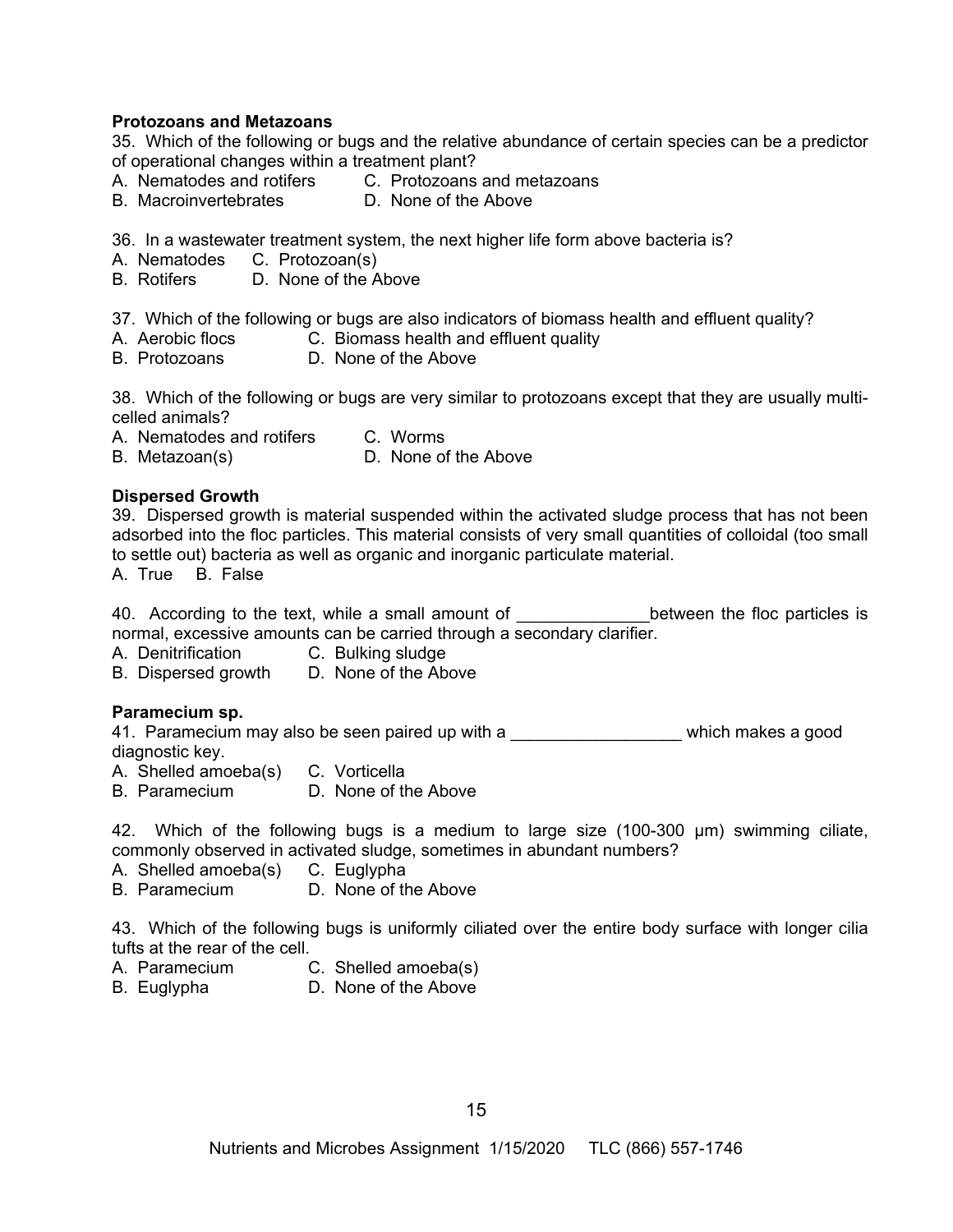**Protozoans and Metazoans**

35. Which of the following or bugs and the relative abundance of certain species can be a predictor of operational changes within a treatment plant?

A. Nematodes and rotifers  C. Protozoans and metazoans
B. Macroinvertebrates  D. None of the Above

36. In a wastewater treatment system, the next higher life form above bacteria is?

A. Nematodes  C. Protozoan(s)
B. Rotifers  D. None of the Above

37. Which of the following or bugs are also indicators of biomass health and effluent quality?

A. Aerobic flocs  C. Biomass health and effluent quality
B. Protozoans  D. None of the Above

38. Which of the following or bugs are very similar to protozoans except that they are usually multi-celled animals?

A. Nematodes and rotifers  C. Worms
B. Metazoan(s)  D. None of the Above

**Dispersed Growth**

39. Dispersed growth is material suspended within the activated sludge process that has not been adsorbed into the floc particles. This material consists of very small quantities of colloidal (too small to settle out) bacteria as well as organic and inorganic particulate material.

A. True  B. False

40. According to the text, while a small amount of ______________between the floc particles is normal, excessive amounts can be carried through a secondary clarifier.

A. Denitrification  C. Bulking sludge
B. Dispersed growth  D. None of the Above

**Paramecium sp.**

41. Paramecium may also be seen paired up with a __________________ which makes a good diagnostic key.

A. Shelled amoeba(s)  C. Vorticella
B. Paramecium  D. None of the Above

42. Which of the following bugs is a medium to large size (100-300 μm) swimming ciliate, commonly observed in activated sludge, sometimes in abundant numbers?

A. Shelled amoeba(s)  C. Euglypha
B. Paramecium  D. None of the Above

43. Which of the following bugs is uniformly ciliated over the entire body surface with longer cilia tufts at the rear of the cell.

A. Paramecium  C. Shelled amoeba(s)
B. Euglypha  D. None of the Above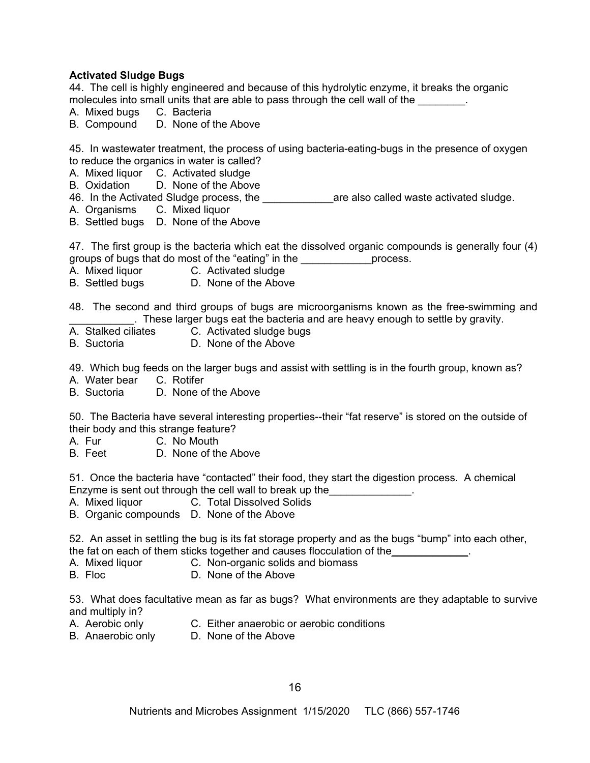**Activated Sludge Bugs**

44. The cell is highly engineered and because of this hydrolytic enzyme, it breaks the organic molecules into small units that are able to pass through the cell wall of the ________.

A. Mixed bugs C. Bacteria
B. Compound D. None of the Above

45. In wastewater treatment, the process of using bacteria-eating-bugs in the presence of oxygen to reduce the organics in water is called?

A. Mixed liquor C. Activated sludge
B. Oxidation D. None of the Above

46. In the Activated Sludge process, the ____________are also called waste activated sludge.

A. Organisms C. Mixed liquor
B. Settled bugs D. None of the Above

47. The first group is the bacteria which eat the dissolved organic compounds is generally four (4) groups of bugs that do most of the "eating" in the ____________process.

A. Mixed liquor C. Activated sludge
B. Settled bugs D. None of the Above

48. The second and third groups of bugs are microorganisms known as the free-swimming and ___________. These larger bugs eat the bacteria and are heavy enough to settle by gravity.

A. Stalked ciliates C. Activated sludge bugs
B. Suctoria D. None of the Above

49. Which bug feeds on the larger bugs and assist with settling is in the fourth group, known as?

A. Water bear C. Rotifer
B. Suctoria D. None of the Above

50. The Bacteria have several interesting properties--their "fat reserve" is stored on the outside of their body and this strange feature?

A. Fur C. No Mouth
B. Feet D. None of the Above

51. Once the bacteria have "contacted" their food, they start the digestion process. A chemical Enzyme is sent out through the cell wall to break up the______________.

A. Mixed liquor C. Total Dissolved Solids
B. Organic compounds D. None of the Above

52. An asset in settling the bug is its fat storage property and as the bugs "bump" into each other, the fat on each of them sticks together and causes flocculation of the_____________.

A. Mixed liquor C. Non-organic solids and biomass
B. Floc D. None of the Above

53. What does facultative mean as far as bugs? What environments are they adaptable to survive and multiply in?

A. Aerobic only C. Either anaerobic or aerobic conditions
B. Anaerobic only D. None of the Above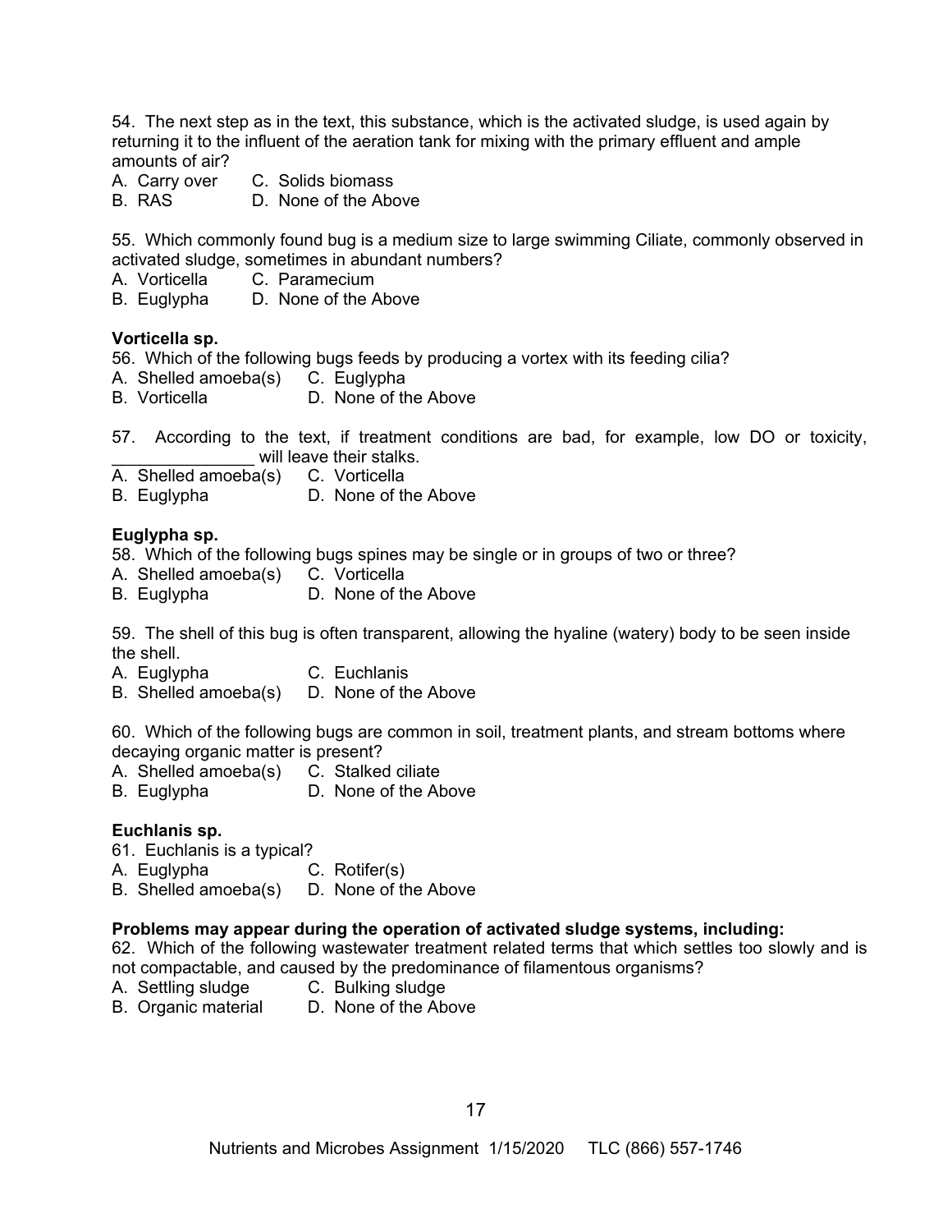54. The next step as in the text, this substance, which is the activated sludge, is used again by returning it to the influent of the aeration tank for mixing with the primary effluent and ample amounts of air?

A. Carry over C. Solids biomass
B. RAS D. None of the Above

55. Which commonly found bug is a medium size to large swimming Ciliate, commonly observed in activated sludge, sometimes in abundant numbers?

A. Vorticella C. Paramecium
B. Euglypha D. None of the Above

**Vorticella sp.**

56. Which of the following bugs feeds by producing a vortex with its feeding cilia?

A. Shelled amoeba(s) C. Euglypha
B. Vorticella D. None of the Above

57. According to the text, if treatment conditions are bad, for example, low DO or toxicity, _______________ will leave their stalks.

A. Shelled amoeba(s) C. Vorticella
B. Euglypha D. None of the Above

**Euglypha sp.**

58. Which of the following bugs spines may be single or in groups of two or three?

A. Shelled amoeba(s) C. Vorticella
B. Euglypha D. None of the Above

59. The shell of this bug is often transparent, allowing the hyaline (watery) body to be seen inside the shell.

A. Euglypha C. Euchlanis
B. Shelled amoeba(s) D. None of the Above

60. Which of the following bugs are common in soil, treatment plants, and stream bottoms where decaying organic matter is present?

A. Shelled amoeba(s) C. Stalked ciliate
B. Euglypha D. None of the Above

**Euchlanis sp.**

61. Euchlanis is a typical?

A. Euglypha C. Rotifer(s)
B. Shelled amoeba(s) D. None of the Above

**Problems may appear during the operation of activated sludge systems, including:**

62. Which of the following wastewater treatment related terms that which settles too slowly and is not compactable, and caused by the predominance of filamentous organisms?

A. Settling sludge C. Bulking sludge
B. Organic material D. None of the Above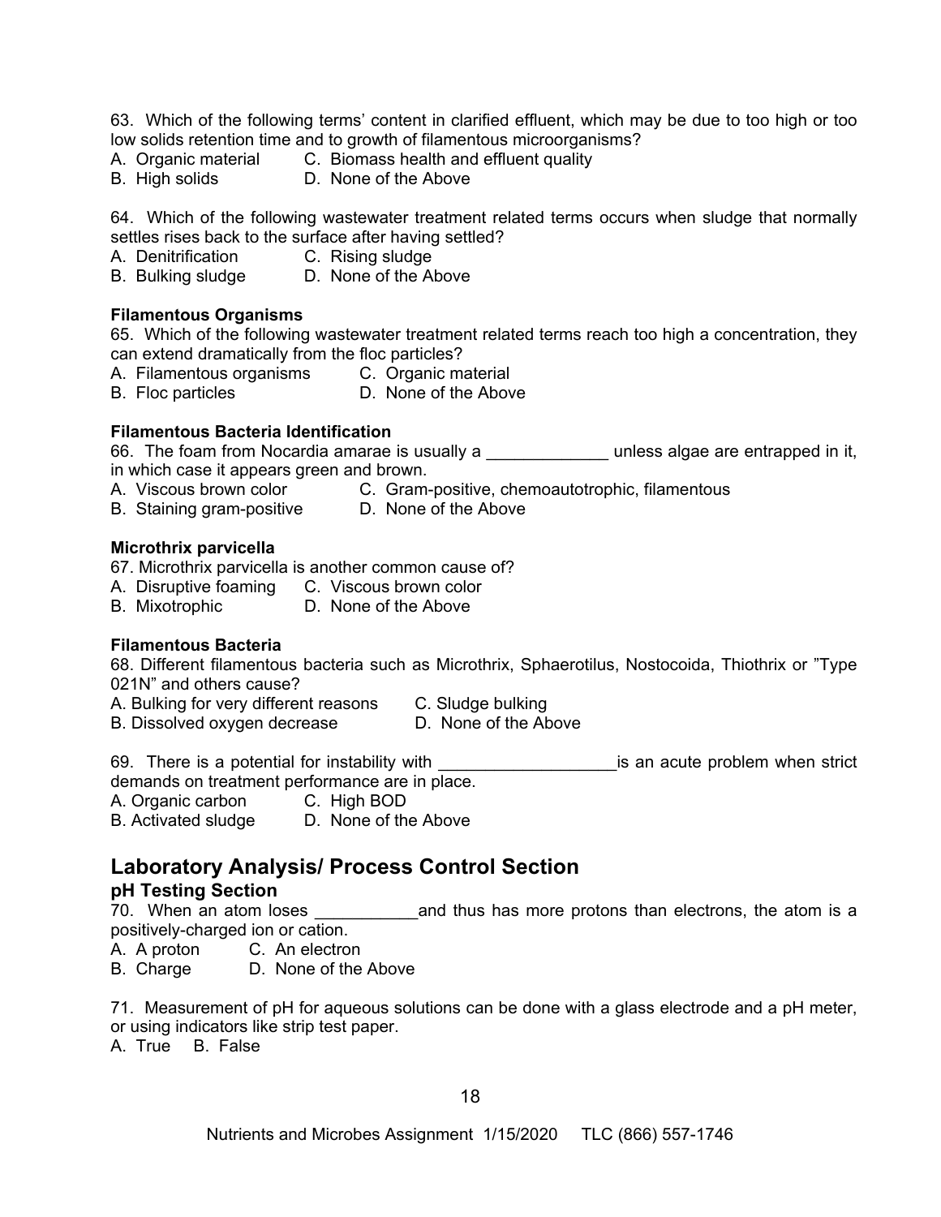63. Which of the following terms' content in clarified effluent, which may be due to too high or too low solids retention time and to growth of filamentous microorganisms?

A. Organic material C. Biomass health and effluent quality
B. High solids D. None of the Above

64. Which of the following wastewater treatment related terms occurs when sludge that normally settles rises back to the surface after having settled?

A. Denitrification C. Rising sludge
B. Bulking sludge D. None of the Above

**Filamentous Organisms**

65. Which of the following wastewater treatment related terms reach too high a concentration, they can extend dramatically from the floc particles?

A. Filamentous organisms C. Organic material
B. Floc particles D. None of the Above

**Filamentous Bacteria Identification**

66. The foam from Nocardia amarae is usually a _____________ unless algae are entrapped in it, in which case it appears green and brown.

A. Viscous brown color C. Gram-positive, chemoautotrophic, filamentous
B. Staining gram-positive D. None of the Above

**Microthrix parvicella**

67. Microthrix parvicella is another common cause of?

A. Disruptive foaming C. Viscous brown color
B. Mixotrophic D. None of the Above

**Filamentous Bacteria**

68. Different filamentous bacteria such as Microthrix, Sphaerotilus, Nostocoida, Thiothrix or "Type 021N" and others cause?

A. Bulking for very different reasons C. Sludge bulking
B. Dissolved oxygen decrease D. None of the Above

69. There is a potential for instability with ___________________is an acute problem when strict demands on treatment performance are in place.

A. Organic carbon C. High BOD
B. Activated sludge D. None of the Above

## Laboratory Analysis/ Process Control Section

### pH Testing Section

70. When an atom loses ___________and thus has more protons than electrons, the atom is a positively-charged ion or cation.

A. A proton C. An electron
B. Charge D. None of the Above

71. Measurement of pH for aqueous solutions can be done with a glass electrode and a pH meter, or using indicators like strip test paper.

A. True B. False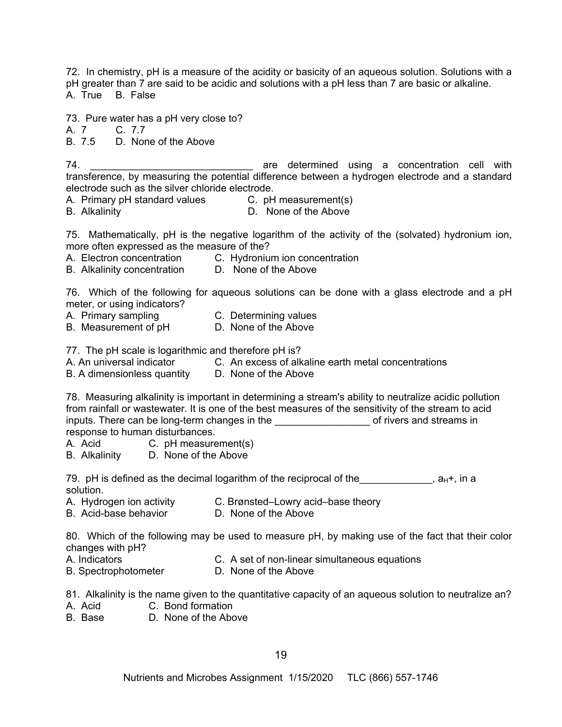72. In chemistry, pH is a measure of the acidity or basicity of an aqueous solution. Solutions with a pH greater than 7 are said to be acidic and solutions with a pH less than 7 are basic or alkaline.
A. True B. False

73. Pure water has a pH very close to?
A. 7 C. 7.7
B. 7.5 D. None of the Above

74. ______________________________ are determined using a concentration cell with transference, by measuring the potential difference between a hydrogen electrode and a standard electrode such as the silver chloride electrode.
A. Primary pH standard values C. pH measurement(s)
B. Alkalinity D. None of the Above

75. Mathematically, pH is the negative logarithm of the activity of the (solvated) hydronium ion, more often expressed as the measure of the?
A. Electron concentration C. Hydronium ion concentration
B. Alkalinity concentration D. None of the Above

76. Which of the following for aqueous solutions can be done with a glass electrode and a pH meter, or using indicators?
A. Primary sampling C. Determining values
B. Measurement of pH D. None of the Above

77. The pH scale is logarithmic and therefore pH is?
A. An universal indicator C. An excess of alkaline earth metal concentrations
B. A dimensionless quantity D. None of the Above

78. Measuring alkalinity is important in determining a stream's ability to neutralize acidic pollution from rainfall or wastewater. It is one of the best measures of the sensitivity of the stream to acid inputs. There can be long-term changes in the _________________ of rivers and streams in response to human disturbances.
A. Acid C. pH measurement(s)
B. Alkalinity D. None of the Above

79. pH is defined as the decimal logarithm of the reciprocal of the_____________, $a_{H}+$, in a solution.
A. Hydrogen ion activity C. Brønsted–Lowry acid–base theory
B. Acid-base behavior D. None of the Above

80. Which of the following may be used to measure pH, by making use of the fact that their color changes with pH?
A. Indicators C. A set of non-linear simultaneous equations
B. Spectrophotometer D. None of the Above

81. Alkalinity is the name given to the quantitative capacity of an aqueous solution to neutralize an?
A. Acid C. Bond formation
B. Base D. None of the Above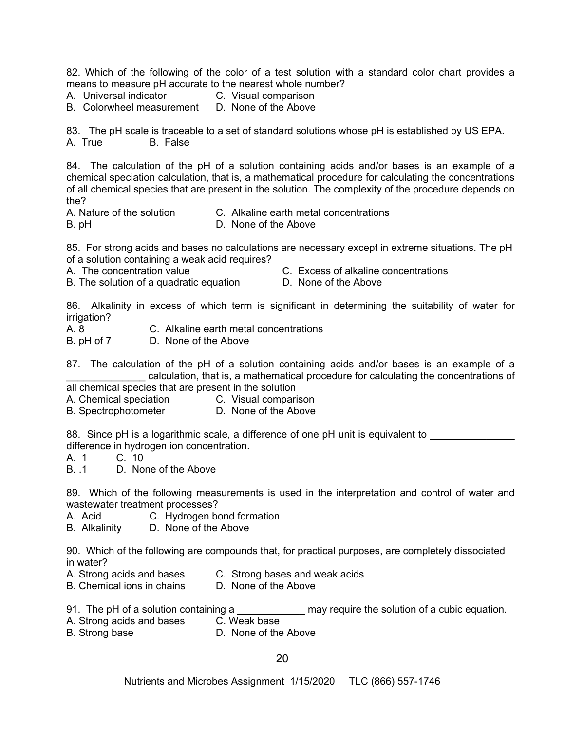82. Which of the following of the color of a test solution with a standard color chart provides a means to measure pH accurate to the nearest whole number?

A. Universal indicator  C. Visual comparison
B. Colorwheel measurement  D. None of the Above

83. The pH scale is traceable to a set of standard solutions whose pH is established by US EPA.

A. True  B. False

84. The calculation of the pH of a solution containing acids and/or bases is an example of a chemical speciation calculation, that is, a mathematical procedure for calculating the concentrations of all chemical species that are present in the solution. The complexity of the procedure depends on the?

A. Nature of the solution  C. Alkaline earth metal concentrations
B. pH  D. None of the Above

85. For strong acids and bases no calculations are necessary except in extreme situations. The pH of a solution containing a weak acid requires?

A. The concentration value  C. Excess of alkaline concentrations
B. The solution of a quadratic equation  D. None of the Above

86. Alkalinity in excess of which term is significant in determining the suitability of water for irrigation?

A. 8  C. Alkaline earth metal concentrations
B. pH of 7  D. None of the Above

87. The calculation of the pH of a solution containing acids and/or bases is an example of a _____________ calculation, that is, a mathematical procedure for calculating the concentrations of all chemical species that are present in the solution

A. Chemical speciation  C. Visual comparison
B. Spectrophotometer  D. None of the Above

88. Since pH is a logarithmic scale, a difference of one pH unit is equivalent to ______________ difference in hydrogen ion concentration.

A. 1  C. 10
B. .1  D. None of the Above

89. Which of the following measurements is used in the interpretation and control of water and wastewater treatment processes?

A. Acid  C. Hydrogen bond formation
B. Alkalinity  D. None of the Above

90. Which of the following are compounds that, for practical purposes, are completely dissociated in water?

A. Strong acids and bases  C. Strong bases and weak acids
B. Chemical ions in chains  D. None of the Above

91. The pH of a solution containing a ____________ may require the solution of a cubic equation.

A. Strong acids and bases  C. Weak base
B. Strong base  D. None of the Above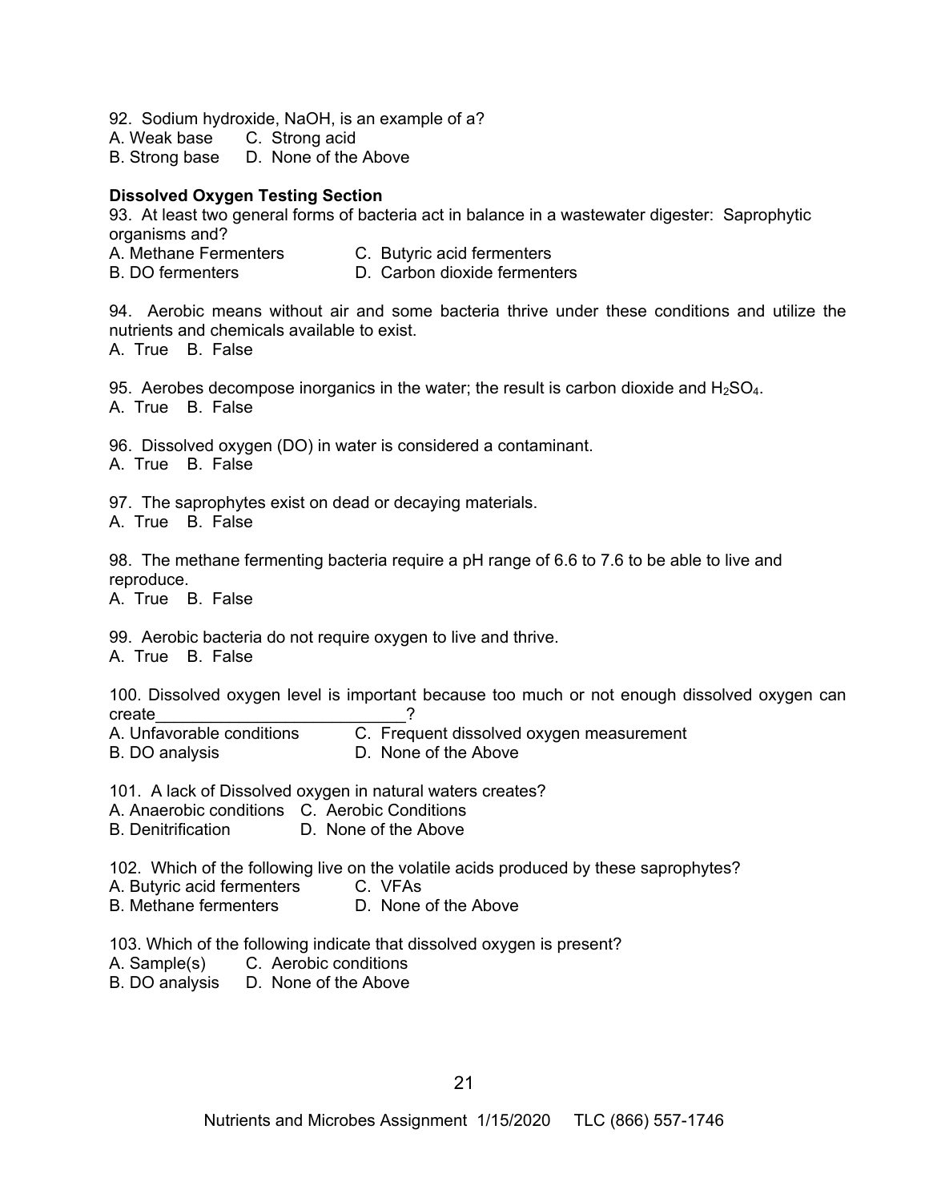92. Sodium hydroxide, NaOH, is an example of a?
A. Weak base C. Strong acid
B. Strong base D. None of the Above

**Dissolved Oxygen Testing Section**

93. At least two general forms of bacteria act in balance in a wastewater digester: Saprophytic organisms and?
A. Methane Fermenters C. Butyric acid fermenters
B. DO fermenters D. Carbon dioxide fermenters

94. Aerobic means without air and some bacteria thrive under these conditions and utilize the nutrients and chemicals available to exist.
A. True B. False

95. Aerobes decompose inorganics in the water; the result is carbon dioxide and $H_2SO_4$.
A. True B. False

96. Dissolved oxygen (DO) in water is considered a contaminant.
A. True B. False

97. The saprophytes exist on dead or decaying materials.
A. True B. False

98. The methane fermenting bacteria require a pH range of 6.6 to 7.6 to be able to live and reproduce.
A. True B. False

99. Aerobic bacteria do not require oxygen to live and thrive.
A. True B. False

100. Dissolved oxygen level is important because too much or not enough dissolved oxygen can create__________________________?
A. Unfavorable conditions C. Frequent dissolved oxygen measurement
B. DO analysis D. None of the Above

101. A lack of Dissolved oxygen in natural waters creates?
A. Anaerobic conditions C. Aerobic Conditions
B. Denitrification D. None of the Above

102. Which of the following live on the volatile acids produced by these saprophytes?
A. Butyric acid fermenters C. VFAs
B. Methane fermenters D. None of the Above

103. Which of the following indicate that dissolved oxygen is present?
A. Sample(s) C. Aerobic conditions
B. DO analysis D. None of the Above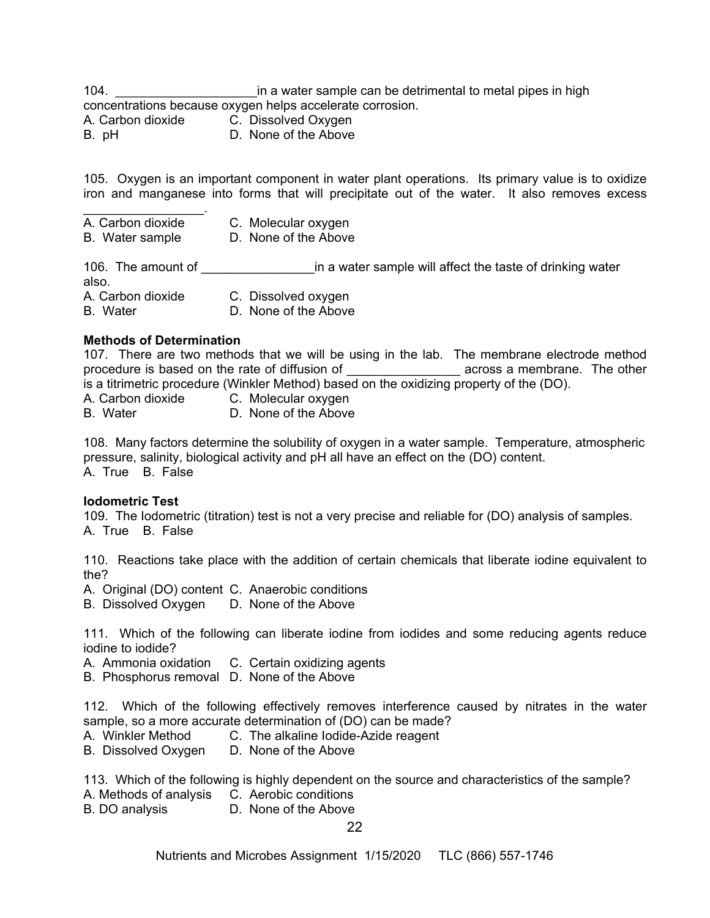104. ____________________in a water sample can be detrimental to metal pipes in high concentrations because oxygen helps accelerate corrosion.
A. Carbon dioxide C. Dissolved Oxygen
B. pH D. None of the Above

105. Oxygen is an important component in water plant operations. Its primary value is to oxidize iron and manganese into forms that will precipitate out of the water. It also removes excess _________________.
A. Carbon dioxide C. Molecular oxygen
B. Water sample D. None of the Above

106. The amount of ________________in a water sample will affect the taste of drinking water also.
A. Carbon dioxide C. Dissolved oxygen
B. Water D. None of the Above

**Methods of Determination**

107. There are two methods that we will be using in the lab. The membrane electrode method procedure is based on the rate of diffusion of ________________ across a membrane. The other is a titrimetric procedure (Winkler Method) based on the oxidizing property of the (DO).
A. Carbon dioxide C. Molecular oxygen
B. Water D. None of the Above

108. Many factors determine the solubility of oxygen in a water sample. Temperature, atmospheric pressure, salinity, biological activity and pH all have an effect on the (DO) content.
A. True B. False

**Iodometric Test**

109. The Iodometric (titration) test is not a very precise and reliable for (DO) analysis of samples.
A. True B. False

110. Reactions take place with the addition of certain chemicals that liberate iodine equivalent to the?
A. Original (DO) content C. Anaerobic conditions
B. Dissolved Oxygen D. None of the Above

111. Which of the following can liberate iodine from iodides and some reducing agents reduce iodine to iodide?
A. Ammonia oxidation C. Certain oxidizing agents
B. Phosphorus removal D. None of the Above

112. Which of the following effectively removes interference caused by nitrates in the water sample, so a more accurate determination of (DO) can be made?
A. Winkler Method C. The alkaline Iodide-Azide reagent
B. Dissolved Oxygen D. None of the Above

113. Which of the following is highly dependent on the source and characteristics of the sample?
A. Methods of analysis C. Aerobic conditions
B. DO analysis D. None of the Above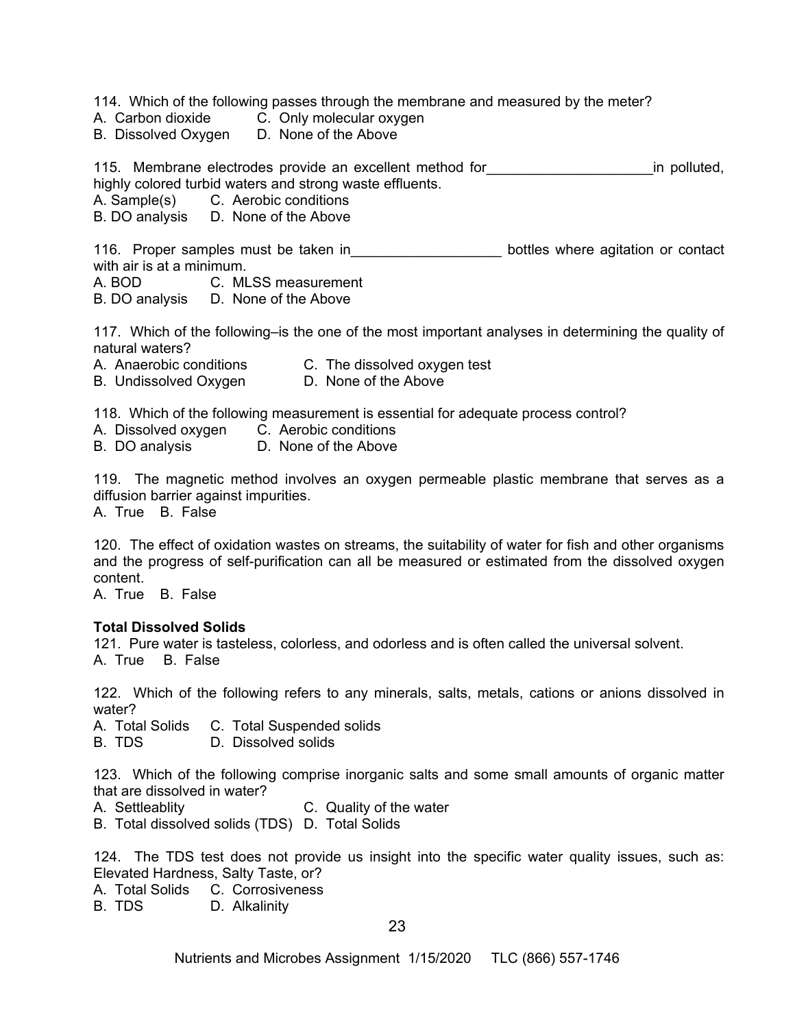114. Which of the following passes through the membrane and measured by the meter?
A. Carbon dioxide C. Only molecular oxygen
B. Dissolved Oxygen D. None of the Above

115. Membrane electrodes provide an excellent method for_____________________in polluted, highly colored turbid waters and strong waste effluents.
A. Sample(s) C. Aerobic conditions
B. DO analysis D. None of the Above

116. Proper samples must be taken in___________________ bottles where agitation or contact with air is at a minimum.
A. BOD C. MLSS measurement
B. DO analysis D. None of the Above

117. Which of the following–is the one of the most important analyses in determining the quality of natural waters?
A. Anaerobic conditions C. The dissolved oxygen test
B. Undissolved Oxygen D. None of the Above

118. Which of the following measurement is essential for adequate process control?
A. Dissolved oxygen C. Aerobic conditions
B. DO analysis D. None of the Above

119. The magnetic method involves an oxygen permeable plastic membrane that serves as a diffusion barrier against impurities.
A. True B. False

120. The effect of oxidation wastes on streams, the suitability of water for fish and other organisms and the progress of self-purification can all be measured or estimated from the dissolved oxygen content.
A. True B. False

**Total Dissolved Solids**

121. Pure water is tasteless, colorless, and odorless and is often called the universal solvent.
A. True B. False

122. Which of the following refers to any minerals, salts, metals, cations or anions dissolved in water?
A. Total Solids C. Total Suspended solids
B. TDS D. Dissolved solids

123. Which of the following comprise inorganic salts and some small amounts of organic matter that are dissolved in water?
A. Settleablity C. Quality of the water
B. Total dissolved solids (TDS) D. Total Solids

124. The TDS test does not provide us insight into the specific water quality issues, such as: Elevated Hardness, Salty Taste, or?
A. Total Solids C. Corrosiveness
B. TDS D. Alkalinity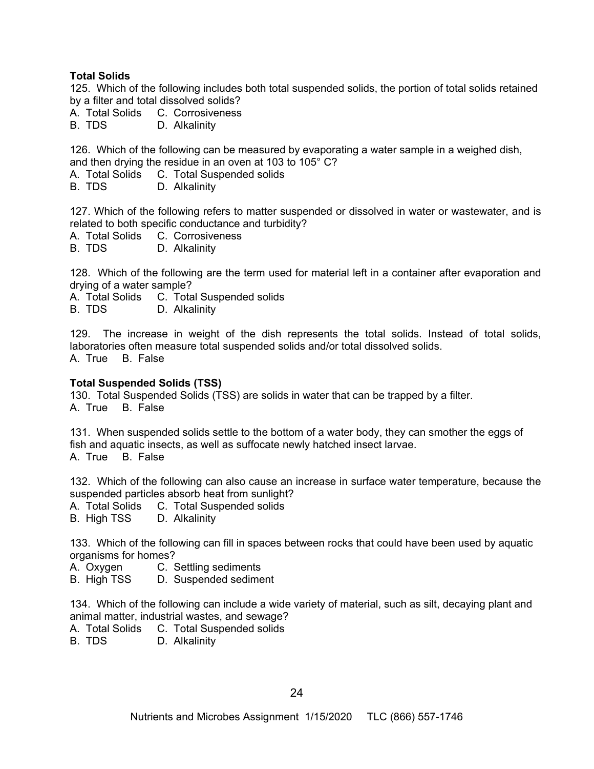**Total Solids**

125. Which of the following includes both total suspended solids, the portion of total solids retained by a filter and total dissolved solids?

A. Total Solids C. Corrosiveness
B. TDS D. Alkalinity

126. Which of the following can be measured by evaporating a water sample in a weighed dish, and then drying the residue in an oven at 103 to 105° C?

A. Total Solids C. Total Suspended solids
B. TDS D. Alkalinity

127. Which of the following refers to matter suspended or dissolved in water or wastewater, and is related to both specific conductance and turbidity?

A. Total Solids C. Corrosiveness
B. TDS D. Alkalinity

128. Which of the following are the term used for material left in a container after evaporation and drying of a water sample?

A. Total Solids C. Total Suspended solids
B. TDS D. Alkalinity

129. The increase in weight of the dish represents the total solids. Instead of total solids, laboratories often measure total suspended solids and/or total dissolved solids.

A. True B. False

**Total Suspended Solids (TSS)**

130. Total Suspended Solids (TSS) are solids in water that can be trapped by a filter.

A. True B. False

131. When suspended solids settle to the bottom of a water body, they can smother the eggs of fish and aquatic insects, as well as suffocate newly hatched insect larvae.

A. True B. False

132. Which of the following can also cause an increase in surface water temperature, because the suspended particles absorb heat from sunlight?

A. Total Solids C. Total Suspended solids
B. High TSS D. Alkalinity

133. Which of the following can fill in spaces between rocks that could have been used by aquatic organisms for homes?

A. Oxygen C. Settling sediments
B. High TSS D. Suspended sediment

134. Which of the following can include a wide variety of material, such as silt, decaying plant and animal matter, industrial wastes, and sewage?

A. Total Solids C. Total Suspended solids
B. TDS D. Alkalinity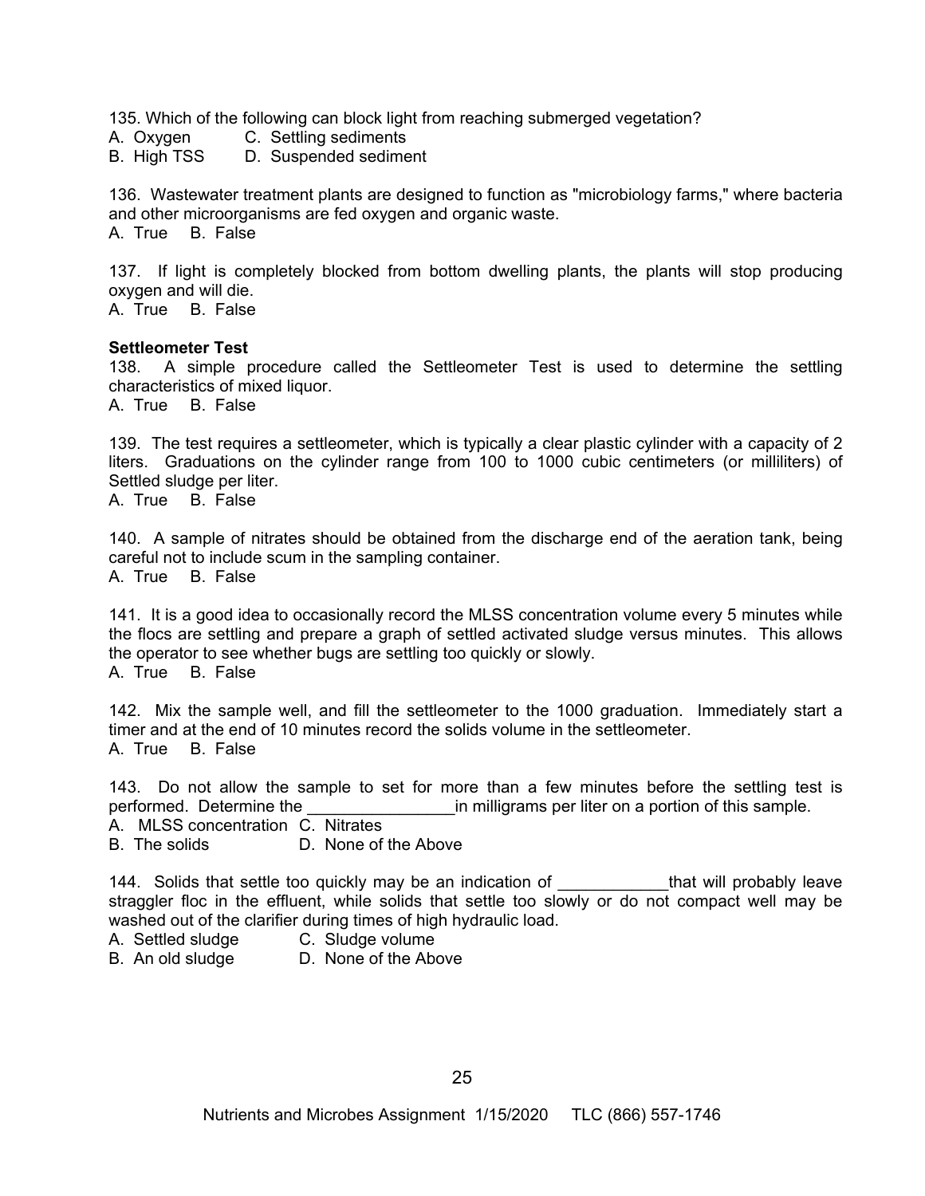135. Which of the following can block light from reaching submerged vegetation?
A. Oxygen C. Settling sediments
B. High TSS D. Suspended sediment

136. Wastewater treatment plants are designed to function as "microbiology farms," where bacteria and other microorganisms are fed oxygen and organic waste.
A. True B. False

137. If light is completely blocked from bottom dwelling plants, the plants will stop producing oxygen and will die.
A. True B. False

**Settleometer Test**

138. A simple procedure called the Settleometer Test is used to determine the settling characteristics of mixed liquor.
A. True B. False

139. The test requires a settleometer, which is typically a clear plastic cylinder with a capacity of 2 liters. Graduations on the cylinder range from 100 to 1000 cubic centimeters (or milliliters) of Settled sludge per liter.
A. True B. False

140. A sample of nitrates should be obtained from the discharge end of the aeration tank, being careful not to include scum in the sampling container.
A. True B. False

141. It is a good idea to occasionally record the MLSS concentration volume every 5 minutes while the flocs are settling and prepare a graph of settled activated sludge versus minutes. This allows the operator to see whether bugs are settling too quickly or slowly.
A. True B. False

142. Mix the sample well, and fill the settleometer to the 1000 graduation. Immediately start a timer and at the end of 10 minutes record the solids volume in the settleometer.
A. True B. False

143. Do not allow the sample to set for more than a few minutes before the settling test is performed. Determine the ________________in milligrams per liter on a portion of this sample.
A. MLSS concentration C. Nitrates
B. The solids D. None of the Above

144. Solids that settle too quickly may be an indication of ____________that will probably leave straggler floc in the effluent, while solids that settle too slowly or do not compact well may be washed out of the clarifier during times of high hydraulic load.
A. Settled sludge C. Sludge volume
B. An old sludge D. None of the Above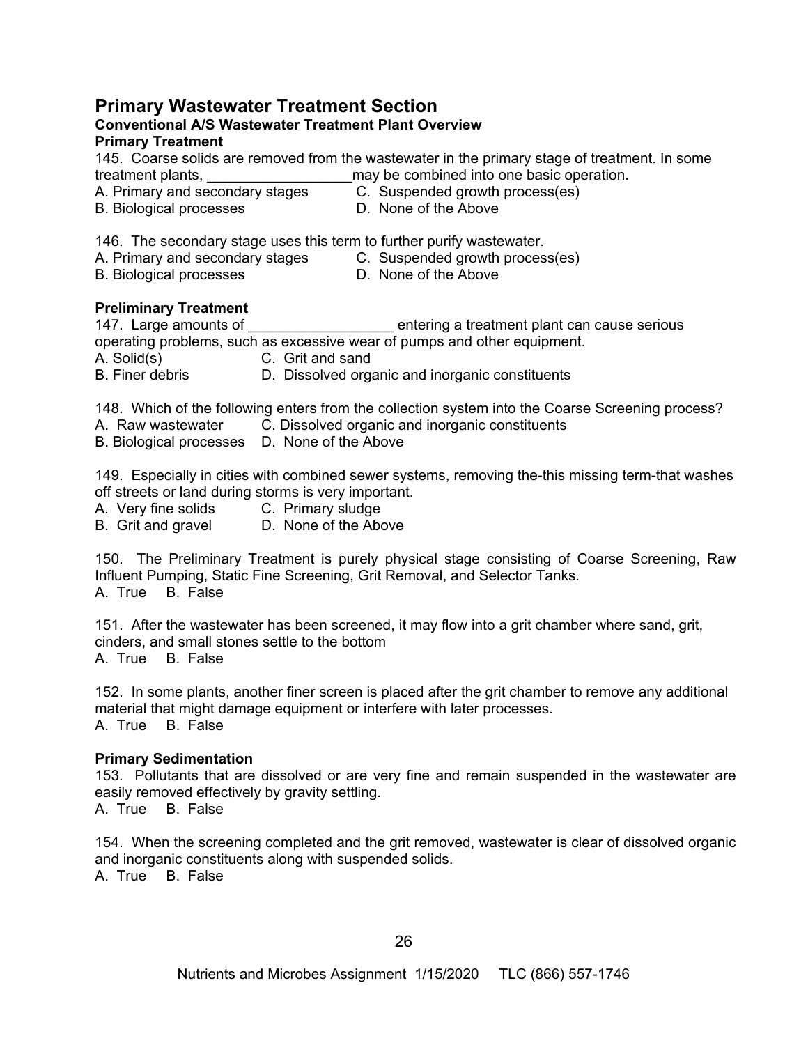# Primary Wastewater Treatment Section

### Conventional A/S Wastewater Treatment Plant Overview

### Primary Treatment

145. Coarse solids are removed from the wastewater in the primary stage of treatment. In some treatment plants, __________________may be combined into one basic operation.

A. Primary and secondary stages
B. Biological processes
C. Suspended growth process(es)
D. None of the Above

146. The secondary stage uses this term to further purify wastewater.

A. Primary and secondary stages
B. Biological processes
C. Suspended growth process(es)
D. None of the Above

### Preliminary Treatment

147. Large amounts of __________________ entering a treatment plant can cause serious operating problems, such as excessive wear of pumps and other equipment.

A. Solid(s)
B. Finer debris
C. Grit and sand
D. Dissolved organic and inorganic constituents

148. Which of the following enters from the collection system into the Coarse Screening process?

A. Raw wastewater
B. Biological processes
C. Dissolved organic and inorganic constituents
D. None of the Above

149. Especially in cities with combined sewer systems, removing the-this missing term-that washes off streets or land during storms is very important.

A. Very fine solids
B. Grit and gravel
C. Primary sludge
D. None of the Above

150. The Preliminary Treatment is purely physical stage consisting of Coarse Screening, Raw Influent Pumping, Static Fine Screening, Grit Removal, and Selector Tanks.

A. True B. False

151. After the wastewater has been screened, it may flow into a grit chamber where sand, grit, cinders, and small stones settle to the bottom

A. True B. False

152. In some plants, another finer screen is placed after the grit chamber to remove any additional material that might damage equipment or interfere with later processes.

A. True B. False

### Primary Sedimentation

153. Pollutants that are dissolved or are very fine and remain suspended in the wastewater are easily removed effectively by gravity settling.

A. True B. False

154. When the screening completed and the grit removed, wastewater is clear of dissolved organic and inorganic constituents along with suspended solids.

A. True B. False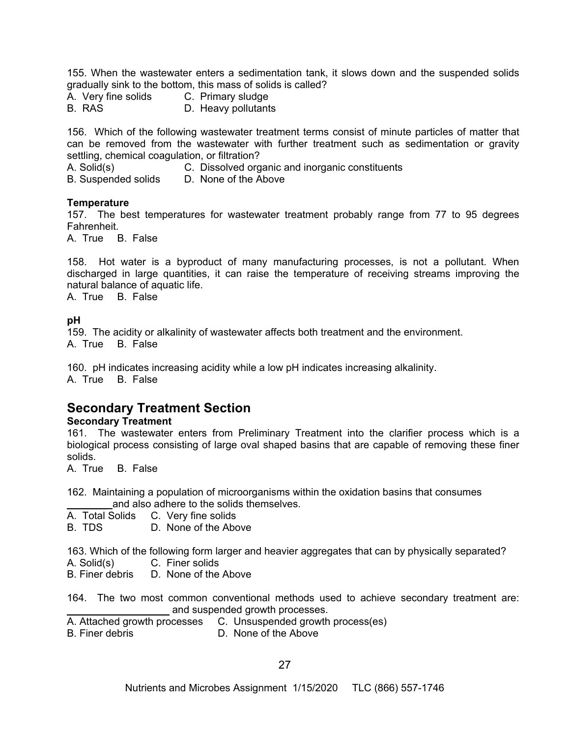155. When the wastewater enters a sedimentation tank, it slows down and the suspended solids gradually sink to the bottom, this mass of solids is called?

A. Very fine solids C. Primary sludge
B. RAS D. Heavy pollutants

156. Which of the following wastewater treatment terms consist of minute particles of matter that can be removed from the wastewater with further treatment such as sedimentation or gravity settling, chemical coagulation, or filtration?

A. Solid(s) C. Dissolved organic and inorganic constituents
B. Suspended solids D. None of the Above

**Temperature**

157. The best temperatures for wastewater treatment probably range from 77 to 95 degrees Fahrenheit.

A. True B. False

158. Hot water is a byproduct of many manufacturing processes, is not a pollutant. When discharged in large quantities, it can raise the temperature of receiving streams improving the natural balance of aquatic life.

A. True B. False

**pH**

159. The acidity or alkalinity of wastewater affects both treatment and the environment.

A. True B. False

160. pH indicates increasing acidity while a low pH indicates increasing alkalinity.

A. True B. False

## Secondary Treatment Section

**Secondary Treatment**

161. The wastewater enters from Preliminary Treatment into the clarifier process which is a biological process consisting of large oval shaped basins that are capable of removing these finer solids.

A. True B. False

162. Maintaining a population of microorganisms within the oxidation basins that consumes ________ and also adhere to the solids themselves.

A. Total Solids C. Very fine solids
B. TDS D. None of the Above

163. Which of the following form larger and heavier aggregates that can by physically separated?

A. Solid(s) C. Finer solids
B. Finer debris D. None of the Above

164. The two most common conventional methods used to achieve secondary treatment are: ________________ and suspended growth processes.

A. Attached growth processes C. Unsuspended growth process(es)
B. Finer debris D. None of the Above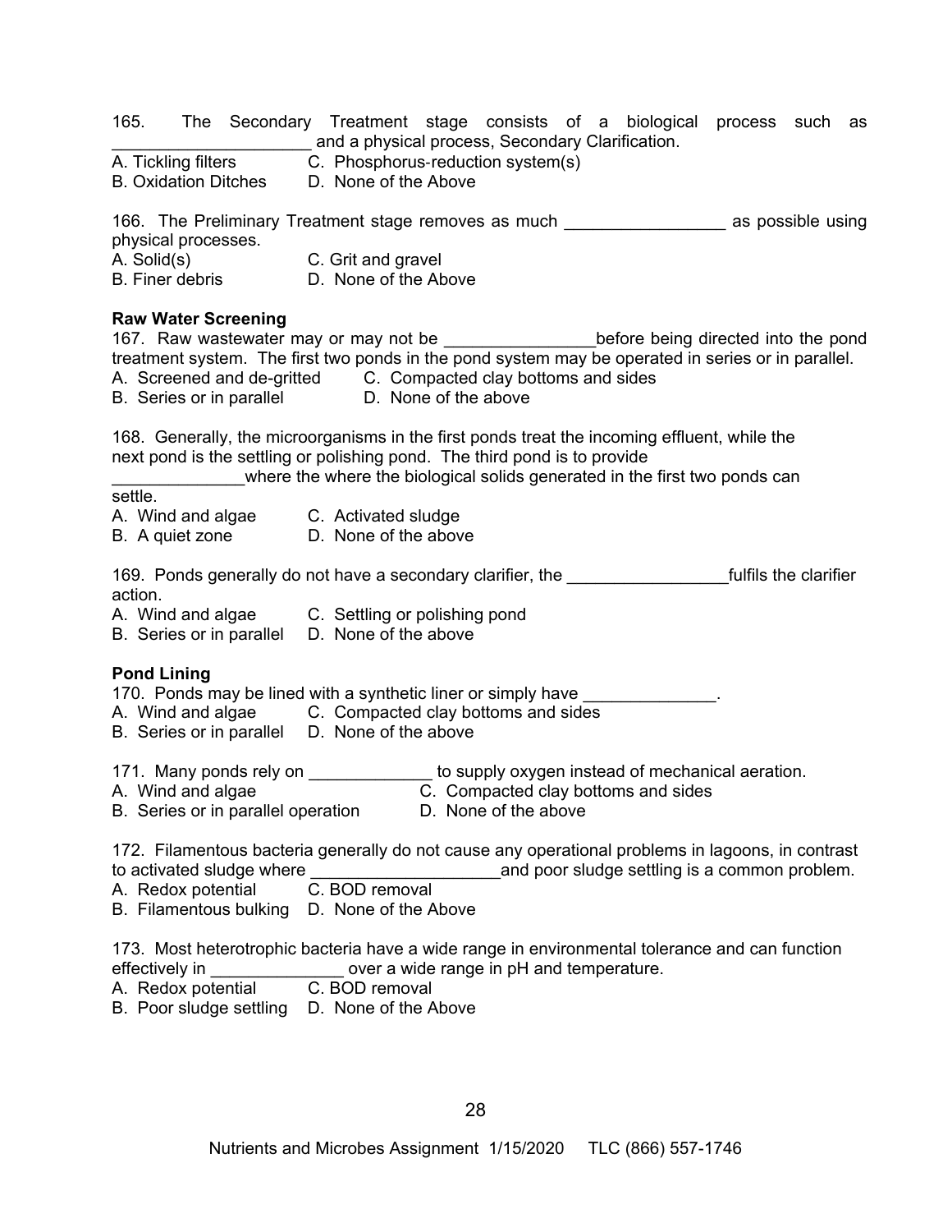165. The Secondary Treatment stage consists of a biological process such as _____________________ and a physical process, Secondary Clarification.
A. Tickling filters C. Phosphorus-reduction system(s)
B. Oxidation Ditches D. None of the Above

166. The Preliminary Treatment stage removes as much _________________ as possible using physical processes.
A. Solid(s) C. Grit and gravel
B. Finer debris D. None of the Above

**Raw Water Screening**

167. Raw wastewater may or may not be ________________before being directed into the pond treatment system. The first two ponds in the pond system may be operated in series or in parallel.
A. Screened and de-gritted C. Compacted clay bottoms and sides
B. Series or in parallel D. None of the above

168. Generally, the microorganisms in the first ponds treat the incoming effluent, while the next pond is the settling or polishing pond. The third pond is to provide _____________where the where the biological solids generated in the first two ponds can settle.
A. Wind and algae C. Activated sludge
B. A quiet zone D. None of the above

169. Ponds generally do not have a secondary clarifier, the _________________fulfils the clarifier action.
A. Wind and algae C. Settling or polishing pond
B. Series or in parallel D. None of the above

**Pond Lining**

170. Ponds may be lined with a synthetic liner or simply have ______________.
A. Wind and algae C. Compacted clay bottoms and sides
B. Series or in parallel D. None of the above

171. Many ponds rely on _____________ to supply oxygen instead of mechanical aeration.
A. Wind and algae C. Compacted clay bottoms and sides
B. Series or in parallel operation D. None of the above

172. Filamentous bacteria generally do not cause any operational problems in lagoons, in contrast to activated sludge where ____________________and poor sludge settling is a common problem.
A. Redox potential C. BOD removal
B. Filamentous bulking D. None of the Above

173. Most heterotrophic bacteria have a wide range in environmental tolerance and can function effectively in ______________ over a wide range in pH and temperature.
A. Redox potential C. BOD removal
B. Poor sludge settling D. None of the Above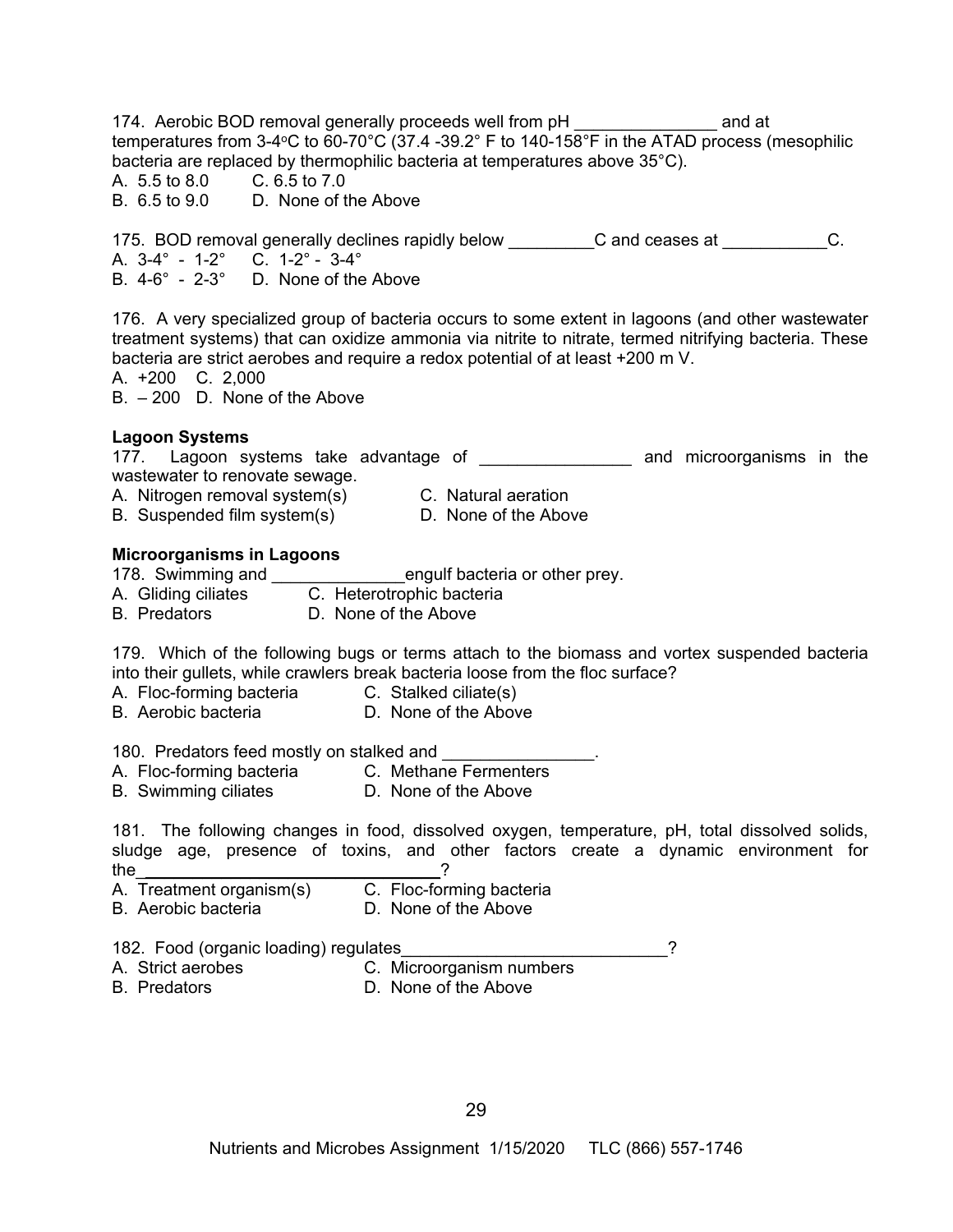174. Aerobic BOD removal generally proceeds well from pH _______________ and at temperatures from 3-4°C to 60-70°C (37.4 -39.2° F to 140-158°F in the ATAD process (mesophilic bacteria are replaced by thermophilic bacteria at temperatures above 35°C).

A. 5.5 to 8.0  C. 6.5 to 7.0
B. 6.5 to 9.0  D. None of the Above

175. BOD removal generally declines rapidly below _________C and ceases at ___________C.

A. 3-4° - 1-2°  C. 1-2° - 3-4°
B. 4-6° - 2-3°  D. None of the Above

176. A very specialized group of bacteria occurs to some extent in lagoons (and other wastewater treatment systems) that can oxidize ammonia via nitrite to nitrate, termed nitrifying bacteria. These bacteria are strict aerobes and require a redox potential of at least +200 m V.

A. +200  C. 2,000
B. – 200  D. None of the Above

**Lagoon Systems**

177. Lagoon systems take advantage of ________________ and microorganisms in the wastewater to renovate sewage.

A. Nitrogen removal system(s)  C. Natural aeration
B. Suspended film system(s)  D. None of the Above

**Microorganisms in Lagoons**

178. Swimming and ______________engulf bacteria or other prey.

A. Gliding ciliates  C. Heterotrophic bacteria
B. Predators  D. None of the Above

179. Which of the following bugs or terms attach to the biomass and vortex suspended bacteria into their gullets, while crawlers break bacteria loose from the floc surface?

A. Floc-forming bacteria  C. Stalked ciliate(s)
B. Aerobic bacteria  D. None of the Above

180. Predators feed mostly on stalked and ________________.

A. Floc-forming bacteria  C. Methane Fermenters
B. Swimming ciliates  D. None of the Above

181. The following changes in food, dissolved oxygen, temperature, pH, total dissolved solids, sludge age, presence of toxins, and other factors create a dynamic environment for the________________________________?

A. Treatment organism(s)  C. Floc-forming bacteria
B. Aerobic bacteria  D. None of the Above

182. Food (organic loading) regulates____________________________?

A. Strict aerobes  C. Microorganism numbers
B. Predators  D. None of the Above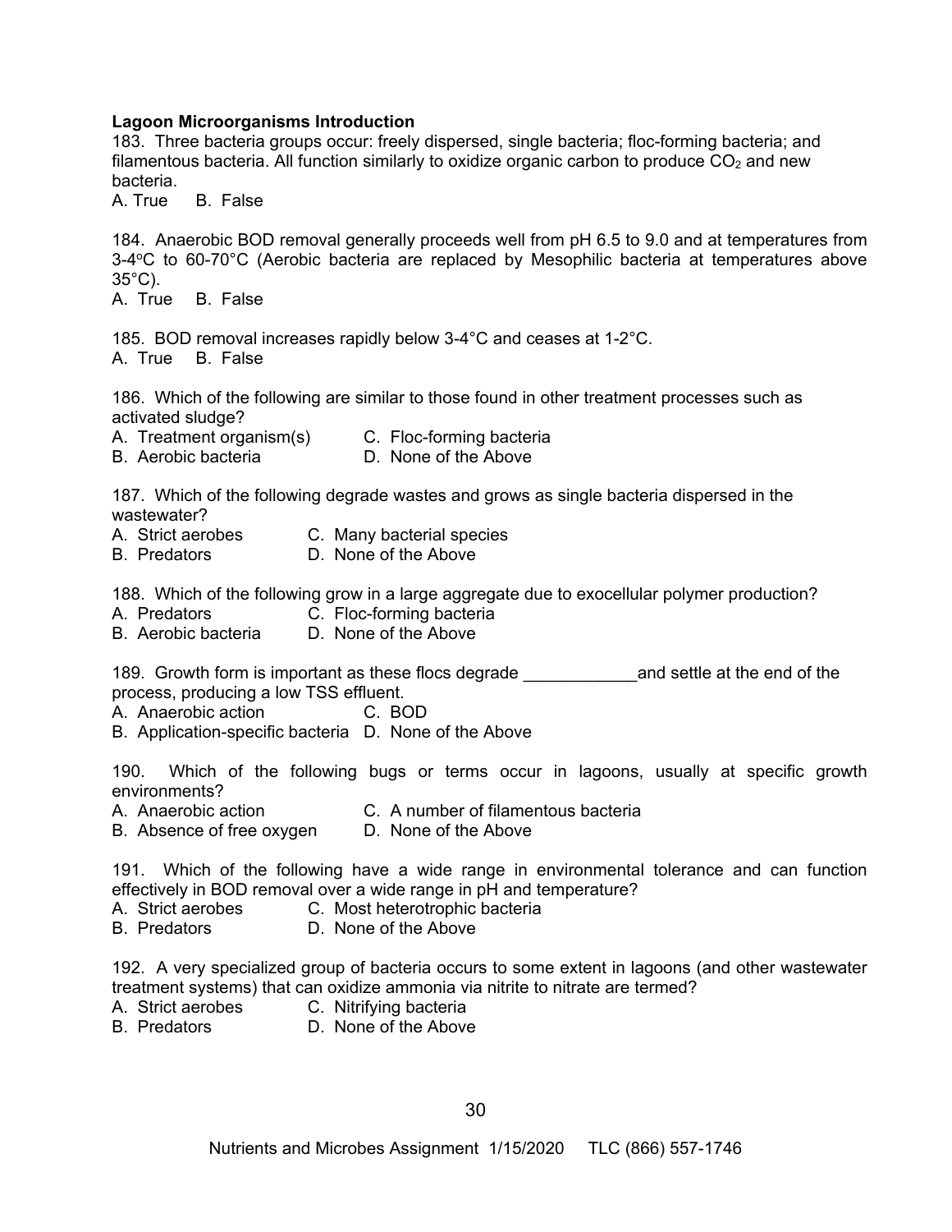**Lagoon Microorganisms Introduction**

183. Three bacteria groups occur: freely dispersed, single bacteria; floc-forming bacteria; and filamentous bacteria. All function similarly to oxidize organic carbon to produce $CO_2$ and new bacteria.
A. True B. False

184. Anaerobic BOD removal generally proceeds well from pH 6.5 to 9.0 and at temperatures from 3-4°C to 60-70°C (Aerobic bacteria are replaced by Mesophilic bacteria at temperatures above 35°C).
A. True B. False

185. BOD removal increases rapidly below 3-4°C and ceases at 1-2°C.
A. True B. False

186. Which of the following are similar to those found in other treatment processes such as activated sludge?
A. Treatment organism(s)
B. Aerobic bacteria
C. Floc-forming bacteria
D. None of the Above

187. Which of the following degrade wastes and grows as single bacteria dispersed in the wastewater?
A. Strict aerobes
B. Predators
C. Many bacterial species
D. None of the Above

188. Which of the following grow in a large aggregate due to exocellular polymer production?
A. Predators
B. Aerobic bacteria
C. Floc-forming bacteria
D. None of the Above

189. Growth form is important as these flocs degrade ____________and settle at the end of the process, producing a low TSS effluent.
A. Anaerobic action
B. Application-specific bacteria
C. BOD
D. None of the Above

190. Which of the following bugs or terms occur in lagoons, usually at specific growth environments?
A. Anaerobic action
B. Absence of free oxygen
C. A number of filamentous bacteria
D. None of the Above

191. Which of the following have a wide range in environmental tolerance and can function effectively in BOD removal over a wide range in pH and temperature?
A. Strict aerobes
B. Predators
C. Most heterotrophic bacteria
D. None of the Above

192. A very specialized group of bacteria occurs to some extent in lagoons (and other wastewater treatment systems) that can oxidize ammonia via nitrite to nitrate are termed?
A. Strict aerobes
B. Predators
C. Nitrifying bacteria
D. None of the Above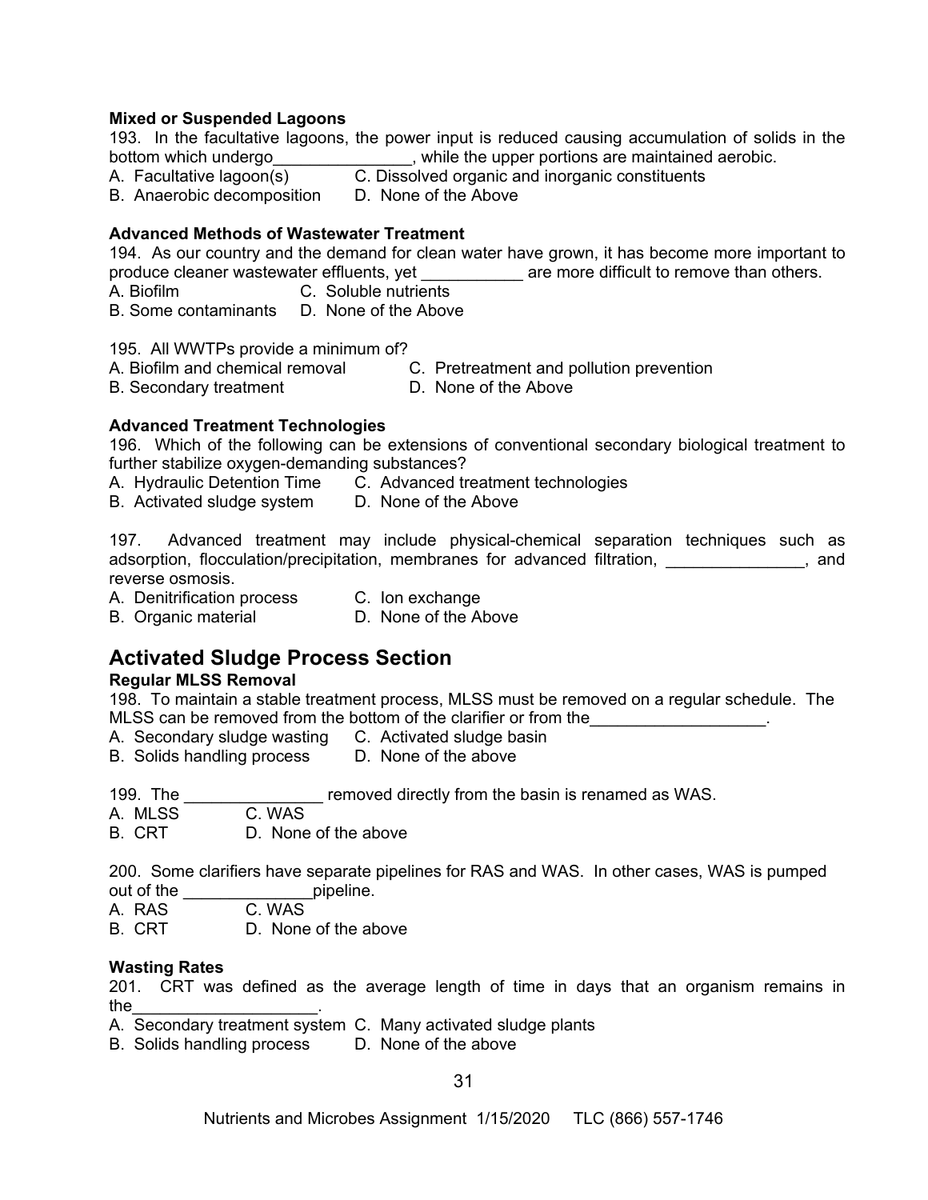**Mixed or Suspended Lagoons**

193. In the facultative lagoons, the power input is reduced causing accumulation of solids in the bottom which undergo_______________, while the upper portions are maintained aerobic.

A. Facultative lagoon(s)
B. Anaerobic decomposition
C. Dissolved organic and inorganic constituents
D. None of the Above

**Advanced Methods of Wastewater Treatment**

194. As our country and the demand for clean water have grown, it has become more important to produce cleaner wastewater effluents, yet ___________ are more difficult to remove than others.

A. Biofilm
B. Some contaminants
C. Soluble nutrients
D. None of the Above

195. All WWTPs provide a minimum of?

A. Biofilm and chemical removal
B. Secondary treatment
C. Pretreatment and pollution prevention
D. None of the Above

**Advanced Treatment Technologies**

196. Which of the following can be extensions of conventional secondary biological treatment to further stabilize oxygen-demanding substances?

A. Hydraulic Detention Time
B. Activated sludge system
C. Advanced treatment technologies
D. None of the Above

197. Advanced treatment may include physical-chemical separation techniques such as adsorption, flocculation/precipitation, membranes for advanced filtration, _______________, and reverse osmosis.

A. Denitrification process
B. Organic material
C. Ion exchange
D. None of the Above

## Activated Sludge Process Section

**Regular MLSS Removal**

198. To maintain a stable treatment process, MLSS must be removed on a regular schedule. The MLSS can be removed from the bottom of the clarifier or from the___________________.

A. Secondary sludge wasting
B. Solids handling process
C. Activated sludge basin
D. None of the above

199. The _______________ removed directly from the basin is renamed as WAS.

A. MLSS
B. CRT
C. WAS
D. None of the above

200. Some clarifiers have separate pipelines for RAS and WAS. In other cases, WAS is pumped out of the ______________pipeline.

A. RAS
B. CRT
C. WAS
D. None of the above

**Wasting Rates**

201. CRT was defined as the average length of time in days that an organism remains in the____________________.

A. Secondary treatment system
B. Solids handling process
C. Many activated sludge plants
D. None of the above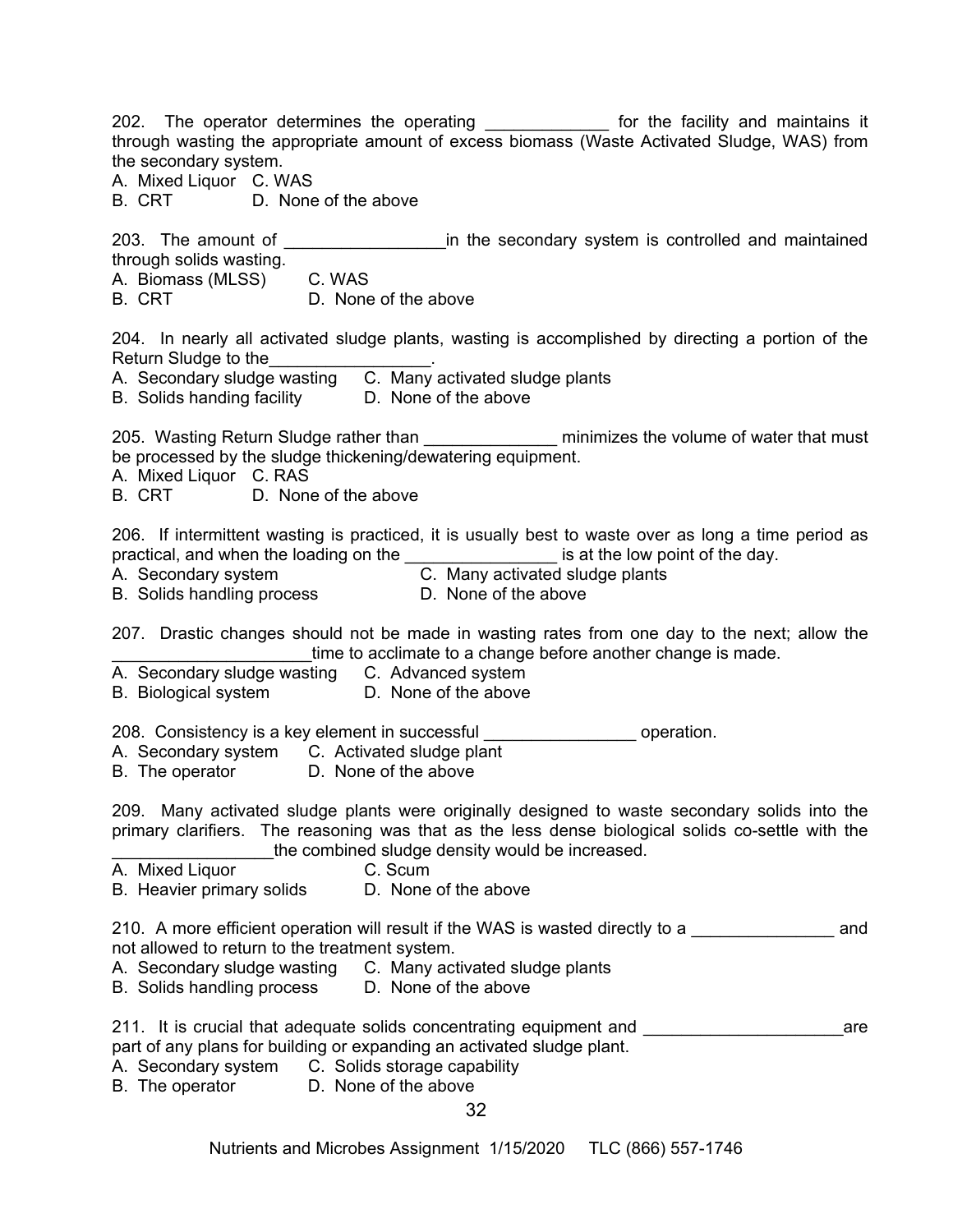202. The operator determines the operating _____________ for the facility and maintains it through wasting the appropriate amount of excess biomass (Waste Activated Sludge, WAS) from the secondary system.

A. Mixed Liquor C. WAS
B. CRT D. None of the above

203. The amount of _________________in the secondary system is controlled and maintained through solids wasting.

A. Biomass (MLSS) C. WAS
B. CRT D. None of the above

204. In nearly all activated sludge plants, wasting is accomplished by directing a portion of the Return Sludge to the_________________.

A. Secondary sludge wasting C. Many activated sludge plants
B. Solids handing facility D. None of the above

205. Wasting Return Sludge rather than ______________ minimizes the volume of water that must be processed by the sludge thickening/dewatering equipment.

A. Mixed Liquor C. RAS
B. CRT D. None of the above

206. If intermittent wasting is practiced, it is usually best to waste over as long a time period as practical, and when the loading on the ________________ is at the low point of the day.

A. Secondary system C. Many activated sludge plants
B. Solids handling process D. None of the above

207. Drastic changes should not be made in wasting rates from one day to the next; allow the _____________________time to acclimate to a change before another change is made.

A. Secondary sludge wasting C. Advanced system
B. Biological system D. None of the above

208. Consistency is a key element in successful ________________ operation.

A. Secondary system C. Activated sludge plant
B. The operator D. None of the above

209. Many activated sludge plants were originally designed to waste secondary solids into the primary clarifiers. The reasoning was that as the less dense biological solids co-settle with the _________________the combined sludge density would be increased.

A. Mixed Liquor C. Scum
B. Heavier primary solids D. None of the above

210. A more efficient operation will result if the WAS is wasted directly to a _______________ and not allowed to return to the treatment system.

A. Secondary sludge wasting C. Many activated sludge plants
B. Solids handling process D. None of the above

211. It is crucial that adequate solids concentrating equipment and _____________________are part of any plans for building or expanding an activated sludge plant.

A. Secondary system C. Solids storage capability
B. The operator D. None of the above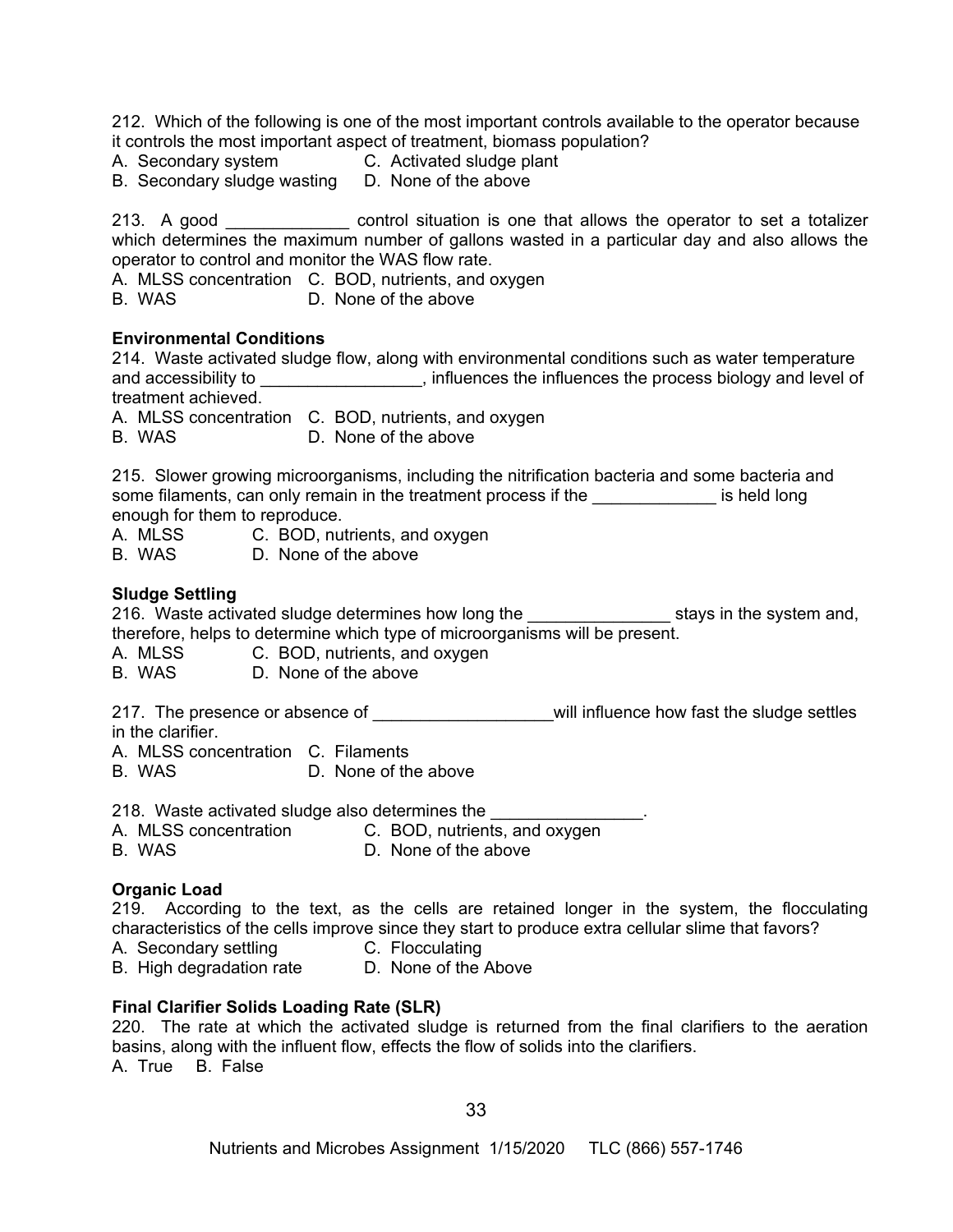212. Which of the following is one of the most important controls available to the operator because it controls the most important aspect of treatment, biomass population?

A. Secondary system  C. Activated sludge plant
B. Secondary sludge wasting  D. None of the above

213. A good _____________ control situation is one that allows the operator to set a totalizer which determines the maximum number of gallons wasted in a particular day and also allows the operator to control and monitor the WAS flow rate.

A. MLSS concentration  C. BOD, nutrients, and oxygen
B. WAS  D. None of the above

**Environmental Conditions**

214. Waste activated sludge flow, along with environmental conditions such as water temperature and accessibility to _________________, influences the influences the process biology and level of treatment achieved.

A. MLSS concentration  C. BOD, nutrients, and oxygen
B. WAS  D. None of the above

215. Slower growing microorganisms, including the nitrification bacteria and some bacteria and some filaments, can only remain in the treatment process if the _____________ is held long enough for them to reproduce.

A. MLSS  C. BOD, nutrients, and oxygen
B. WAS  D. None of the above

**Sludge Settling**

216. Waste activated sludge determines how long the _______________ stays in the system and, therefore, helps to determine which type of microorganisms will be present.

A. MLSS  C. BOD, nutrients, and oxygen
B. WAS  D. None of the above

217. The presence or absence of ___________________will influence how fast the sludge settles in the clarifier.

A. MLSS concentration  C. Filaments
B. WAS  D. None of the above

218. Waste activated sludge also determines the ________________.

A. MLSS concentration  C. BOD, nutrients, and oxygen
B. WAS  D. None of the above

**Organic Load**

219. According to the text, as the cells are retained longer in the system, the flocculating characteristics of the cells improve since they start to produce extra cellular slime that favors?

A. Secondary settling  C. Flocculating
B. High degradation rate  D. None of the Above

**Final Clarifier Solids Loading Rate (SLR)**

220. The rate at which the activated sludge is returned from the final clarifiers to the aeration basins, along with the influent flow, effects the flow of solids into the clarifiers.

A. True  B. False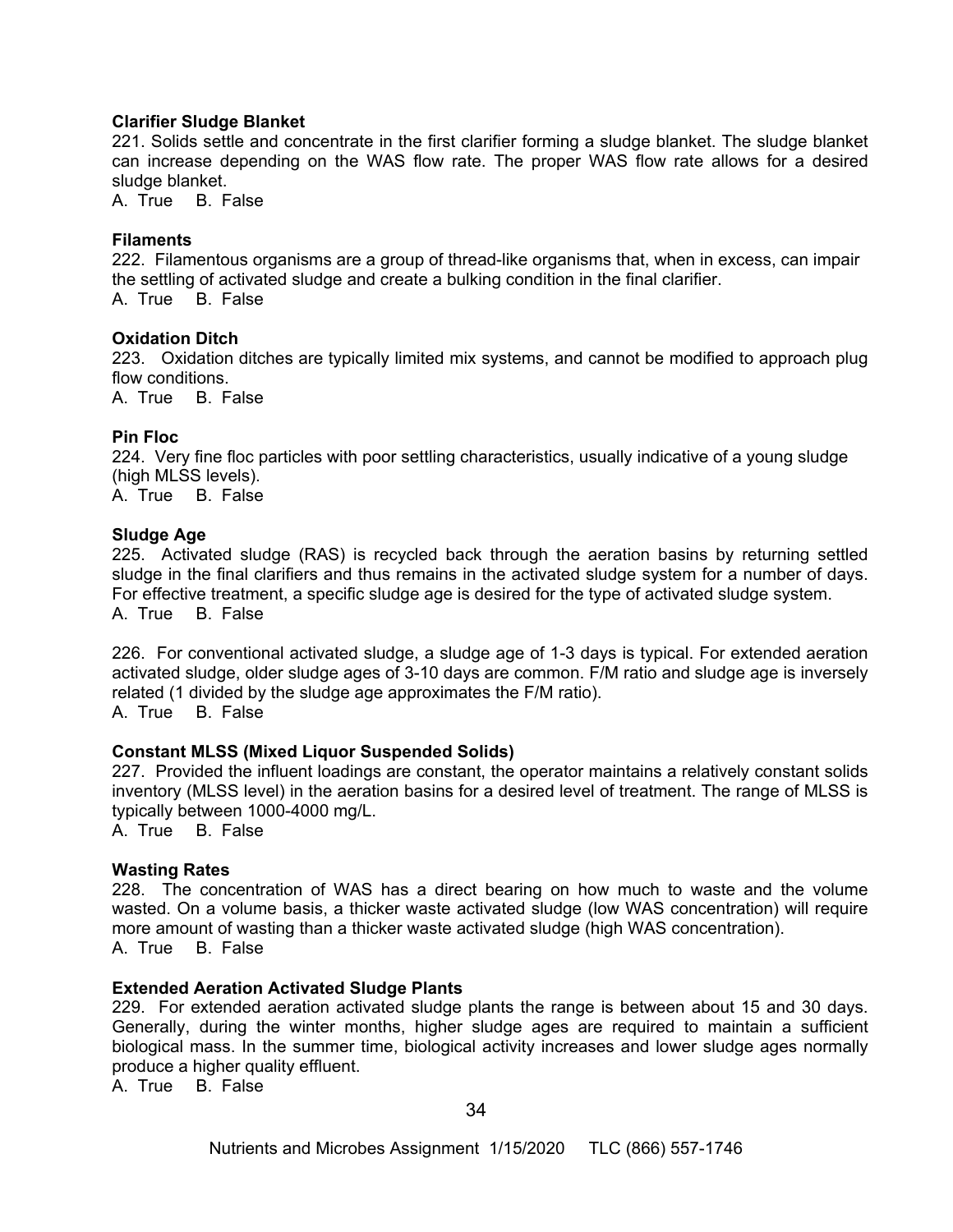**Clarifier Sludge Blanket**

221. Solids settle and concentrate in the first clarifier forming a sludge blanket. The sludge blanket can increase depending on the WAS flow rate. The proper WAS flow rate allows for a desired sludge blanket.

A. True B. False

**Filaments**

222. Filamentous organisms are a group of thread-like organisms that, when in excess, can impair the settling of activated sludge and create a bulking condition in the final clarifier.

A. True B. False

**Oxidation Ditch**

223. Oxidation ditches are typically limited mix systems, and cannot be modified to approach plug flow conditions.

A. True B. False

**Pin Floc**

224. Very fine floc particles with poor settling characteristics, usually indicative of a young sludge (high MLSS levels).

A. True B. False

**Sludge Age**

225. Activated sludge (RAS) is recycled back through the aeration basins by returning settled sludge in the final clarifiers and thus remains in the activated sludge system for a number of days. For effective treatment, a specific sludge age is desired for the type of activated sludge system.

A. True B. False

226. For conventional activated sludge, a sludge age of 1-3 days is typical. For extended aeration activated sludge, older sludge ages of 3-10 days are common. F/M ratio and sludge age is inversely related (1 divided by the sludge age approximates the F/M ratio).

A. True B. False

**Constant MLSS (Mixed Liquor Suspended Solids)**

227. Provided the influent loadings are constant, the operator maintains a relatively constant solids inventory (MLSS level) in the aeration basins for a desired level of treatment. The range of MLSS is typically between 1000-4000 mg/L.

A. True B. False

**Wasting Rates**

228. The concentration of WAS has a direct bearing on how much to waste and the volume wasted. On a volume basis, a thicker waste activated sludge (low WAS concentration) will require more amount of wasting than a thicker waste activated sludge (high WAS concentration).

A. True B. False

**Extended Aeration Activated Sludge Plants**

229. For extended aeration activated sludge plants the range is between about 15 and 30 days. Generally, during the winter months, higher sludge ages are required to maintain a sufficient biological mass. In the summer time, biological activity increases and lower sludge ages normally produce a higher quality effluent.

A. True B. False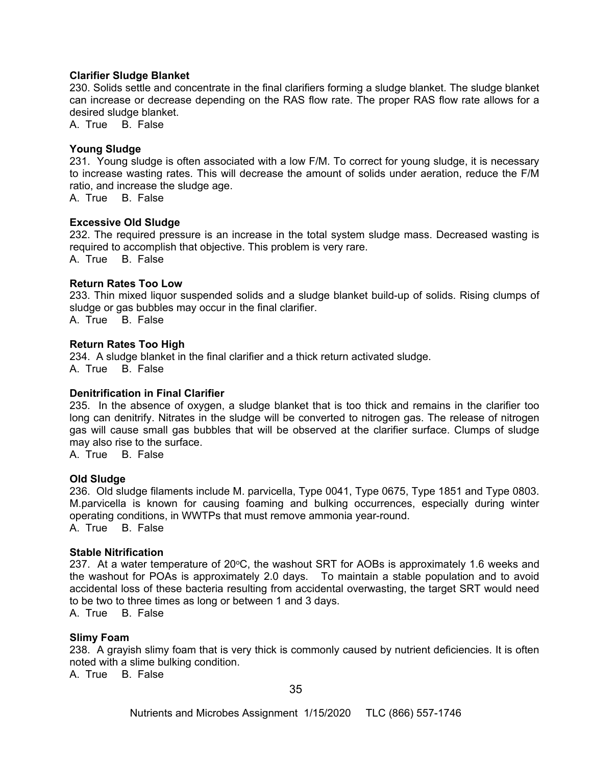**Clarifier Sludge Blanket**

230. Solids settle and concentrate in the final clarifiers forming a sludge blanket. The sludge blanket can increase or decrease depending on the RAS flow rate. The proper RAS flow rate allows for a desired sludge blanket.

A. True B. False

**Young Sludge**

231. Young sludge is often associated with a low F/M. To correct for young sludge, it is necessary to increase wasting rates. This will decrease the amount of solids under aeration, reduce the F/M ratio, and increase the sludge age.

A. True B. False

**Excessive Old Sludge**

232. The required pressure is an increase in the total system sludge mass. Decreased wasting is required to accomplish that objective. This problem is very rare.

A. True B. False

**Return Rates Too Low**

233. Thin mixed liquor suspended solids and a sludge blanket build-up of solids. Rising clumps of sludge or gas bubbles may occur in the final clarifier.

A. True B. False

**Return Rates Too High**

234. A sludge blanket in the final clarifier and a thick return activated sludge.

A. True B. False

**Denitrification in Final Clarifier**

235. In the absence of oxygen, a sludge blanket that is too thick and remains in the clarifier too long can denitrify. Nitrates in the sludge will be converted to nitrogen gas. The release of nitrogen gas will cause small gas bubbles that will be observed at the clarifier surface. Clumps of sludge may also rise to the surface.

A. True B. False

**Old Sludge**

236. Old sludge filaments include M. parvicella, Type 0041, Type 0675, Type 1851 and Type 0803. M.parvicella is known for causing foaming and bulking occurrences, especially during winter operating conditions, in WWTPs that must remove ammonia year-round.

A. True B. False

**Stable Nitrification**

237. At a water temperature of 20°C, the washout SRT for AOBs is approximately 1.6 weeks and the washout for POAs is approximately 2.0 days. To maintain a stable population and to avoid accidental loss of these bacteria resulting from accidental overwasting, the target SRT would need to be two to three times as long or between 1 and 3 days.

A. True B. False

**Slimy Foam**

238. A grayish slimy foam that is very thick is commonly caused by nutrient deficiencies. It is often noted with a slime bulking condition.

A. True B. False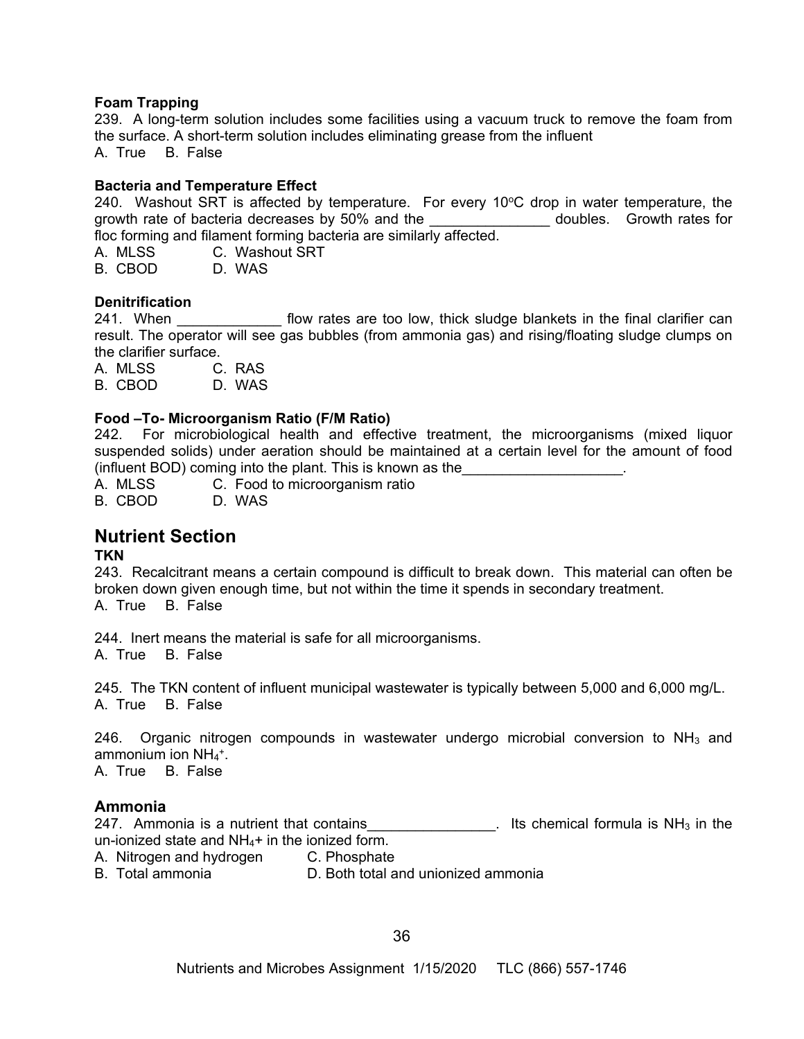**Foam Trapping**

239. A long-term solution includes some facilities using a vacuum truck to remove the foam from the surface. A short-term solution includes eliminating grease from the influent

A. True B. False

**Bacteria and Temperature Effect**

240. Washout SRT is affected by temperature. For every 10°C drop in water temperature, the growth rate of bacteria decreases by 50% and the _______________ doubles. Growth rates for floc forming and filament forming bacteria are similarly affected.

A. MLSS C. Washout SRT
B. CBOD D. WAS

**Denitrification**

241. When _____________ flow rates are too low, thick sludge blankets in the final clarifier can result. The operator will see gas bubbles (from ammonia gas) and rising/floating sludge clumps on the clarifier surface.

A. MLSS C. RAS
B. CBOD D. WAS

**Food –To- Microorganism Ratio (F/M Ratio)**

242. For microbiological health and effective treatment, the microorganisms (mixed liquor suspended solids) under aeration should be maintained at a certain level for the amount of food (influent BOD) coming into the plant. This is known as the____________________.

A. MLSS C. Food to microorganism ratio
B. CBOD D. WAS

## Nutrient Section

**TKN**

243. Recalcitrant means a certain compound is difficult to break down. This material can often be broken down given enough time, but not within the time it spends in secondary treatment.

A. True B. False

244. Inert means the material is safe for all microorganisms.

A. True B. False

245. The TKN content of influent municipal wastewater is typically between 5,000 and 6,000 mg/L.

A. True B. False

246. Organic nitrogen compounds in wastewater undergo microbial conversion to $NH_3$ and ammonium ion $NH_4^+$.

A. True B. False

### Ammonia

247. Ammonia is a nutrient that contains________________. Its chemical formula is $NH_3$ in the un-ionized state and $NH_4$+ in the ionized form.

A. Nitrogen and hydrogen C. Phosphate
B. Total ammonia D. Both total and unionized ammonia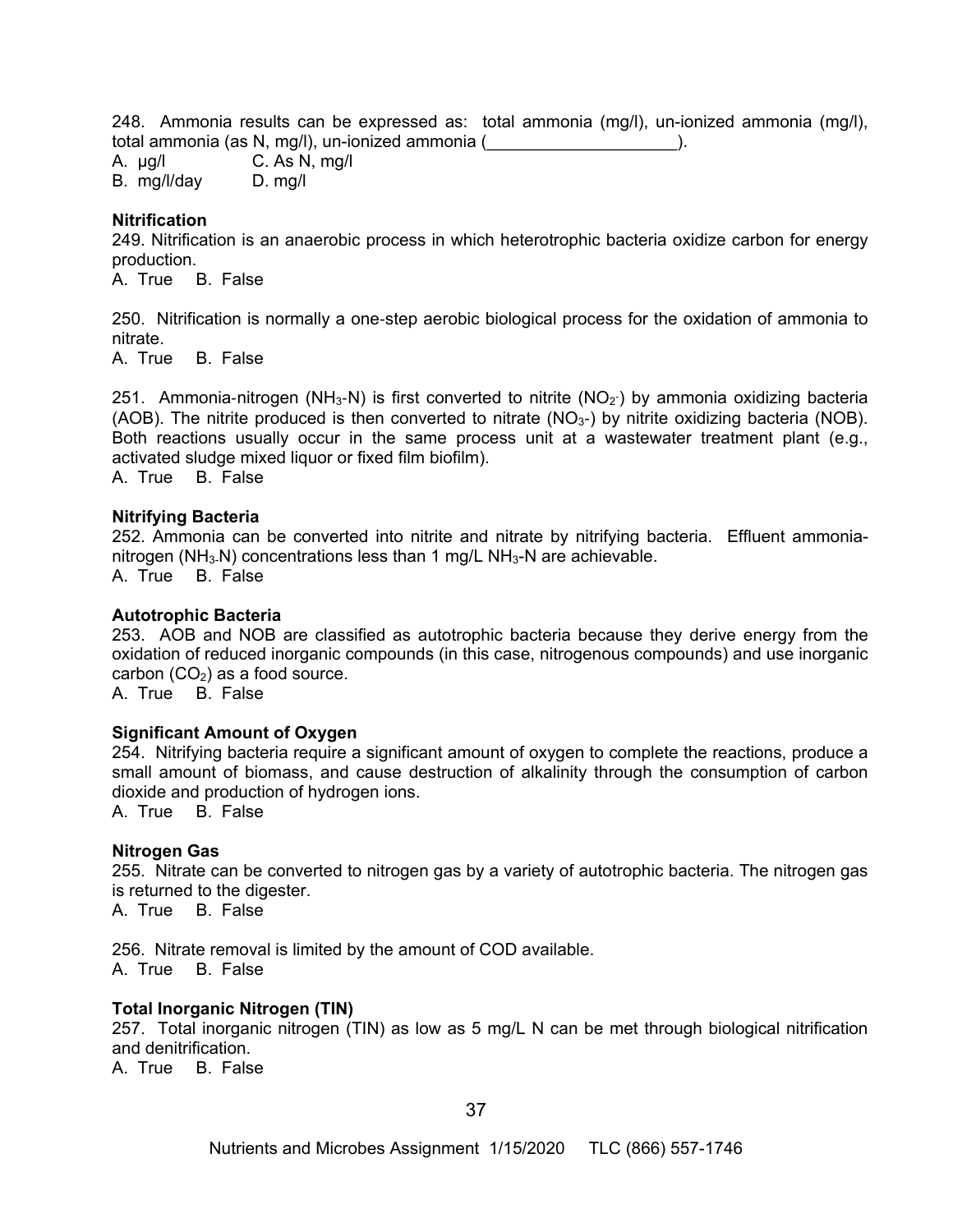248. Ammonia results can be expressed as: total ammonia (mg/l), un-ionized ammonia (mg/l), total ammonia (as N, mg/l), un-ionized ammonia (____________________).

A. µg/l  C. As N, mg/l
B. mg/l/day  D. mg/l

**Nitrification**

249. Nitrification is an anaerobic process in which heterotrophic bacteria oxidize carbon for energy production.

A. True  B. False

250. Nitrification is normally a one-step aerobic biological process for the oxidation of ammonia to nitrate.

A. True  B. False

251. Ammonia-nitrogen ($NH_3$-N) is first converted to nitrite ($NO_2^-$) by ammonia oxidizing bacteria (AOB). The nitrite produced is then converted to nitrate ($NO_3$-) by nitrite oxidizing bacteria (NOB). Both reactions usually occur in the same process unit at a wastewater treatment plant (e.g., activated sludge mixed liquor or fixed film biofilm).

A. True  B. False

**Nitrifying Bacteria**

252. Ammonia can be converted into nitrite and nitrate by nitrifying bacteria. Effluent ammonia-nitrogen ($NH_3$-N) concentrations less than 1 mg/L $NH_3$-N are achievable.

A. True  B. False

**Autotrophic Bacteria**

253. AOB and NOB are classified as autotrophic bacteria because they derive energy from the oxidation of reduced inorganic compounds (in this case, nitrogenous compounds) and use inorganic carbon ($CO_2$) as a food source.

A. True  B. False

**Significant Amount of Oxygen**

254. Nitrifying bacteria require a significant amount of oxygen to complete the reactions, produce a small amount of biomass, and cause destruction of alkalinity through the consumption of carbon dioxide and production of hydrogen ions.

A. True  B. False

**Nitrogen Gas**

255. Nitrate can be converted to nitrogen gas by a variety of autotrophic bacteria. The nitrogen gas is returned to the digester.

A. True  B. False

256. Nitrate removal is limited by the amount of COD available.

A. True  B. False

**Total Inorganic Nitrogen (TIN)**

257. Total inorganic nitrogen (TIN) as low as 5 mg/L N can be met through biological nitrification and denitrification.

A. True  B. False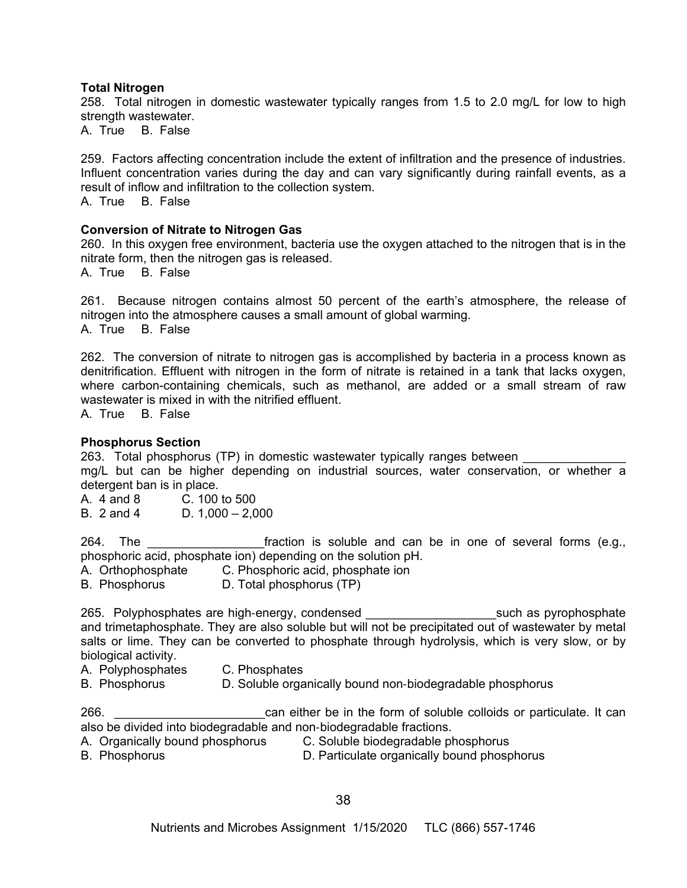**Total Nitrogen**

258. Total nitrogen in domestic wastewater typically ranges from 1.5 to 2.0 mg/L for low to high strength wastewater.
A. True B. False

259. Factors affecting concentration include the extent of infiltration and the presence of industries. Influent concentration varies during the day and can vary significantly during rainfall events, as a result of inflow and infiltration to the collection system.
A. True B. False

**Conversion of Nitrate to Nitrogen Gas**

260. In this oxygen free environment, bacteria use the oxygen attached to the nitrogen that is in the nitrate form, then the nitrogen gas is released.
A. True B. False

261. Because nitrogen contains almost 50 percent of the earth's atmosphere, the release of nitrogen into the atmosphere causes a small amount of global warming.
A. True B. False

262. The conversion of nitrate to nitrogen gas is accomplished by bacteria in a process known as denitrification. Effluent with nitrogen in the form of nitrate is retained in a tank that lacks oxygen, where carbon-containing chemicals, such as methanol, are added or a small stream of raw wastewater is mixed in with the nitrified effluent.
A. True B. False

**Phosphorus Section**

263. Total phosphorus (TP) in domestic wastewater typically ranges between _______________ mg/L but can be higher depending on industrial sources, water conservation, or whether a detergent ban is in place.
A. 4 and 8 C. 100 to 500
B. 2 and 4 D. 1,000 – 2,000

264. The _________________fraction is soluble and can be in one of several forms (e.g., phosphoric acid, phosphate ion) depending on the solution pH.
A. Orthophosphate C. Phosphoric acid, phosphate ion
B. Phosphorus D. Total phosphorus (TP)

265. Polyphosphates are high-energy, condensed ___________________such as pyrophosphate and trimetaphosphate. They are also soluble but will not be precipitated out of wastewater by metal salts or lime. They can be converted to phosphate through hydrolysis, which is very slow, or by biological activity.
A. Polyphosphates C. Phosphates
B. Phosphorus D. Soluble organically bound non-biodegradable phosphorus

266. ______________________can either be in the form of soluble colloids or particulate. It can also be divided into biodegradable and non-biodegradable fractions.
A. Organically bound phosphorus C. Soluble biodegradable phosphorus
B. Phosphorus D. Particulate organically bound phosphorus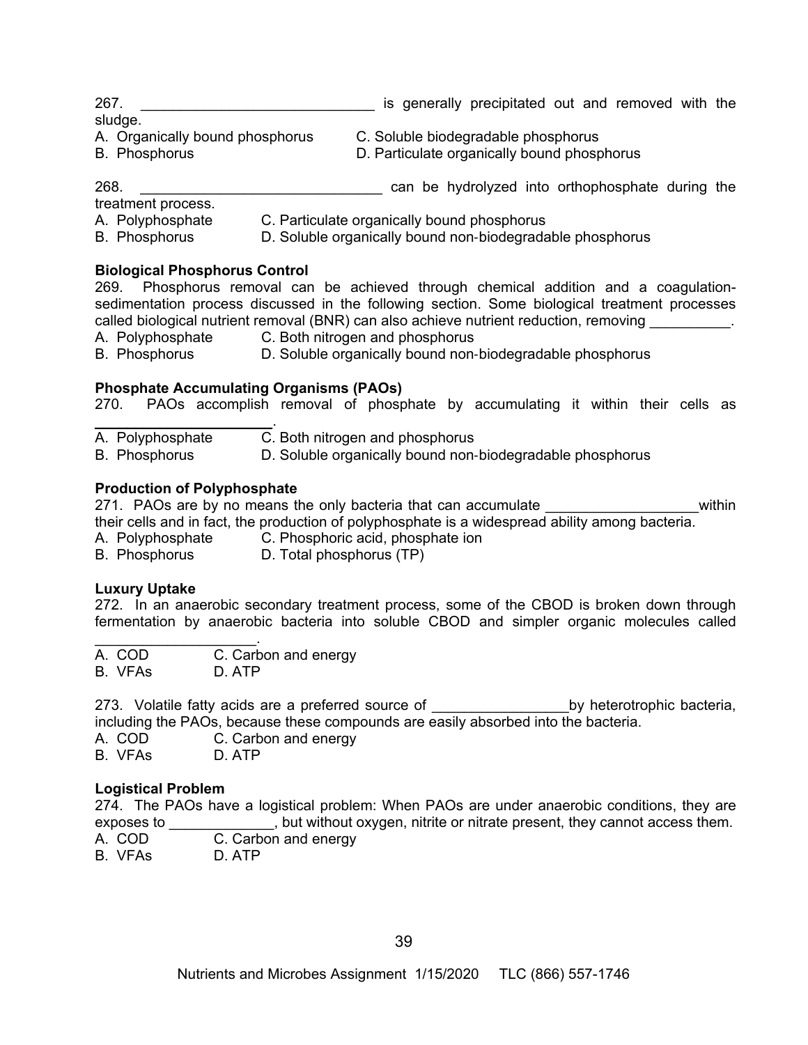267. ______________________________ is generally precipitated out and removed with the sludge.

A. Organically bound phosphorus
B. Phosphorus
C. Soluble biodegradable phosphorus
D. Particulate organically bound phosphorus

268. _______________________________ can be hydrolyzed into orthophosphate during the treatment process.

A. Polyphosphate
B. Phosphorus
C. Particulate organically bound phosphorus
D. Soluble organically bound non-biodegradable phosphorus

**Biological Phosphorus Control**

269. Phosphorus removal can be achieved through chemical addition and a coagulation-sedimentation process discussed in the following section. Some biological treatment processes called biological nutrient removal (BNR) can also achieve nutrient reduction, removing __________.

A. Polyphosphate
B. Phosphorus
C. Both nitrogen and phosphorus
D. Soluble organically bound non-biodegradable phosphorus

**Phosphate Accumulating Organisms (PAOs)**

270. PAOs accomplish removal of phosphate by accumulating it within their cells as **______________________**.

A. Polyphosphate
B. Phosphorus
C. Both nitrogen and phosphorus
D. Soluble organically bound non-biodegradable phosphorus

**Production of Polyphosphate**

271. PAOs are by no means the only bacteria that can accumulate ___________________within their cells and in fact, the production of polyphosphate is a widespread ability among bacteria.

A. Polyphosphate
B. Phosphorus
C. Phosphoric acid, phosphate ion
D. Total phosphorus (TP)

**Luxury Uptake**

272. In an anaerobic secondary treatment process, some of the CBOD is broken down through fermentation by anaerobic bacteria into soluble CBOD and simpler organic molecules called ____________________.

A. COD
B. VFAs
C. Carbon and energy
D. ATP

273. Volatile fatty acids are a preferred source of _________________by heterotrophic bacteria, including the PAOs, because these compounds are easily absorbed into the bacteria.

A. COD
B. VFAs
C. Carbon and energy
D. ATP

**Logistical Problem**

274. The PAOs have a logistical problem: When PAOs are under anaerobic conditions, they are exposes to _____________, but without oxygen, nitrite or nitrate present, they cannot access them.

A. COD
B. VFAs
C. Carbon and energy
D. ATP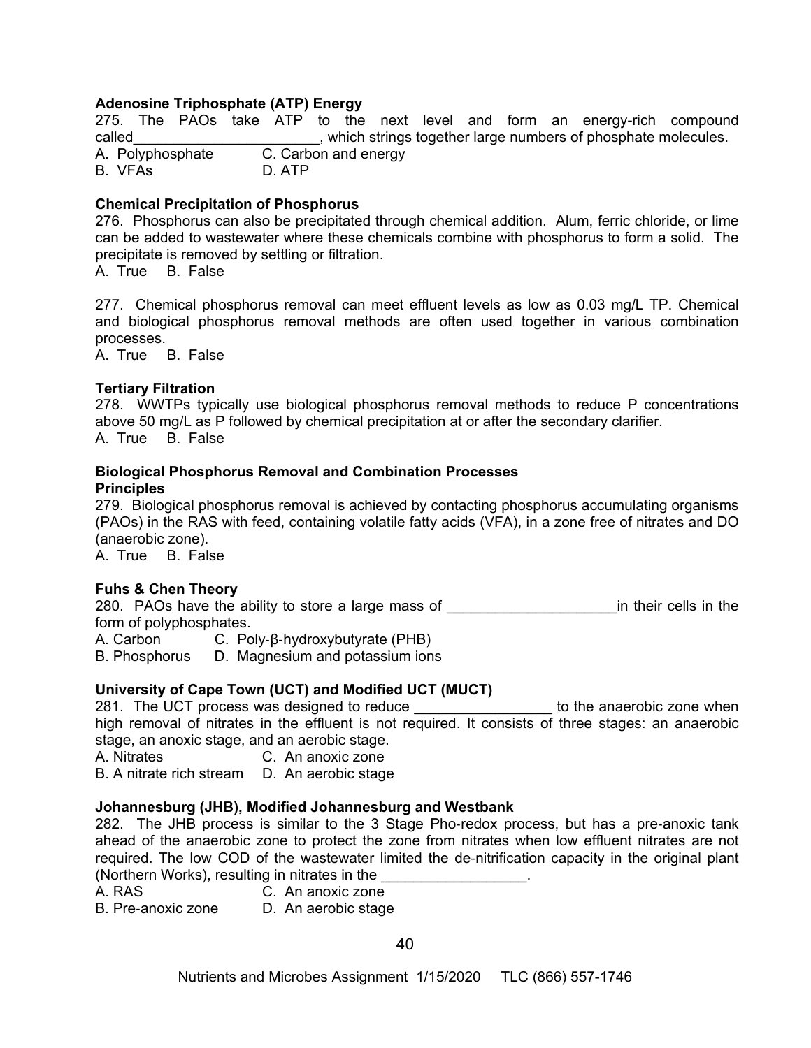**Adenosine Triphosphate (ATP) Energy**

275. The PAOs take ATP to the next level and form an energy-rich compound called_______________________, which strings together large numbers of phosphate molecules.

A. Polyphosphate C. Carbon and energy
B. VFAs D. ATP

**Chemical Precipitation of Phosphorus**

276. Phosphorus can also be precipitated through chemical addition. Alum, ferric chloride, or lime can be added to wastewater where these chemicals combine with phosphorus to form a solid. The precipitate is removed by settling or filtration.

A. True B. False

277. Chemical phosphorus removal can meet effluent levels as low as 0.03 mg/L TP. Chemical and biological phosphorus removal methods are often used together in various combination processes.

A. True B. False

**Tertiary Filtration**

278. WWTPs typically use biological phosphorus removal methods to reduce P concentrations above 50 mg/L as P followed by chemical precipitation at or after the secondary clarifier.

A. True B. False

**Biological Phosphorus Removal and Combination Processes**
**Principles**

279. Biological phosphorus removal is achieved by contacting phosphorus accumulating organisms (PAOs) in the RAS with feed, containing volatile fatty acids (VFA), in a zone free of nitrates and DO (anaerobic zone).

A. True B. False

**Fuhs & Chen Theory**

280. PAOs have the ability to store a large mass of _____________________in their cells in the form of polyphosphates.

A. Carbon C. Poly-β-hydroxybutyrate (PHB)
B. Phosphorus D. Magnesium and potassium ions

**University of Cape Town (UCT) and Modified UCT (MUCT)**

281. The UCT process was designed to reduce _________________ to the anaerobic zone when high removal of nitrates in the effluent is not required. It consists of three stages: an anaerobic stage, an anoxic stage, and an aerobic stage.

A. Nitrates C. An anoxic zone
B. A nitrate rich stream D. An aerobic stage

**Johannesburg (JHB), Modified Johannesburg and Westbank**

282. The JHB process is similar to the 3 Stage Pho-redox process, but has a pre-anoxic tank ahead of the anaerobic zone to protect the zone from nitrates when low effluent nitrates are not required. The low COD of the wastewater limited the de-nitrification capacity in the original plant (Northern Works), resulting in nitrates in the __________________.

A. RAS C. An anoxic zone
B. Pre-anoxic zone D. An aerobic stage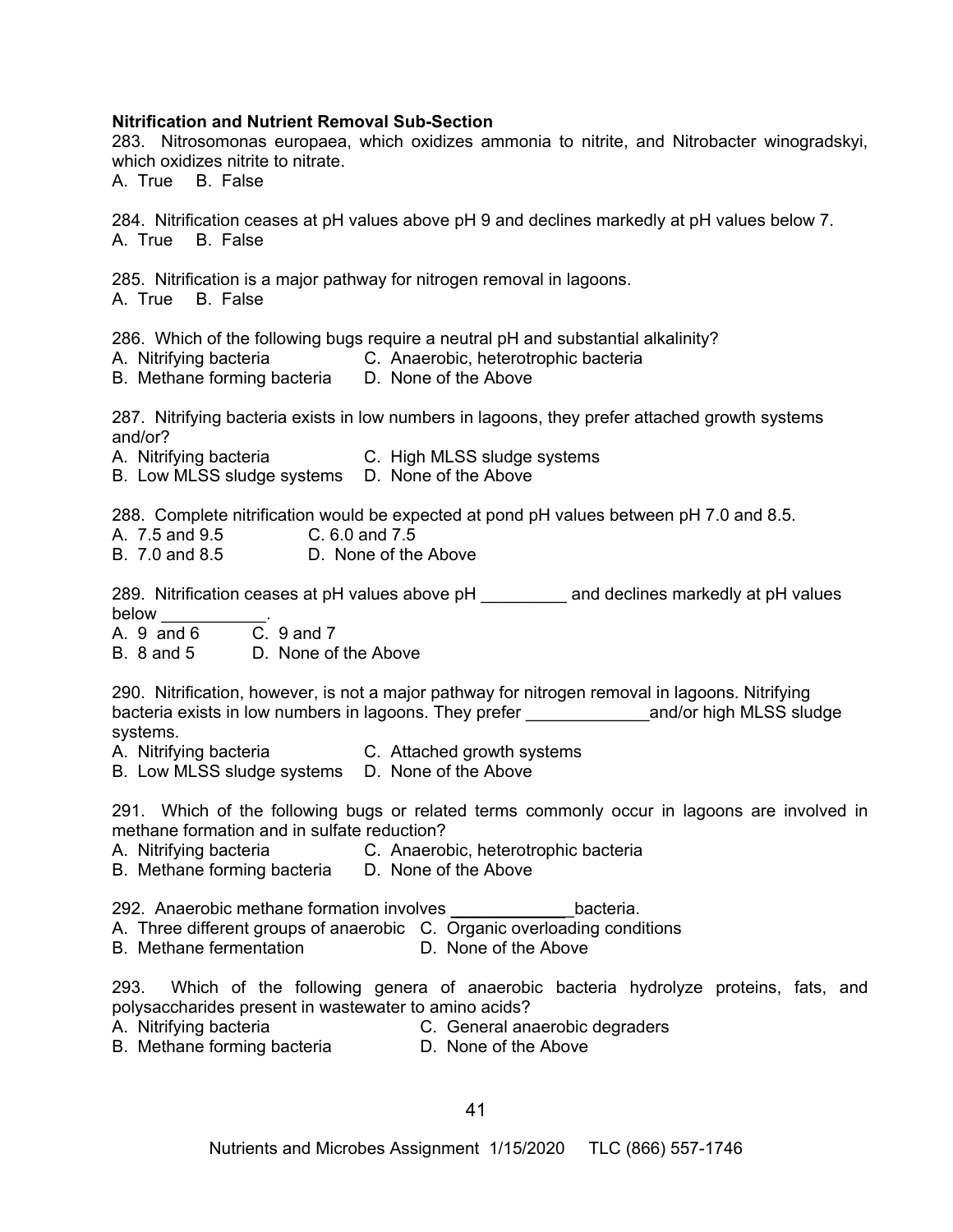**Nitrification and Nutrient Removal Sub-Section**

283. Nitrosomonas europaea, which oxidizes ammonia to nitrite, and Nitrobacter winogradskyi, which oxidizes nitrite to nitrate.
A. True B. False

284. Nitrification ceases at pH values above pH 9 and declines markedly at pH values below 7.
A. True B. False

285. Nitrification is a major pathway for nitrogen removal in lagoons.
A. True B. False

286. Which of the following bugs require a neutral pH and substantial alkalinity?
A. Nitrifying bacteria
B. Methane forming bacteria
C. Anaerobic, heterotrophic bacteria
D. None of the Above

287. Nitrifying bacteria exists in low numbers in lagoons, they prefer attached growth systems and/or?
A. Nitrifying bacteria
B. Low MLSS sludge systems
C. High MLSS sludge systems
D. None of the Above

288. Complete nitrification would be expected at pond pH values between pH 7.0 and 8.5.
A. 7.5 and 9.5
B. 7.0 and 8.5
C. 6.0 and 7.5
D. None of the Above

289. Nitrification ceases at pH values above pH _________ and declines markedly at pH values below ___________.
A. 9 and 6
B. 8 and 5
C. 9 and 7
D. None of the Above

290. Nitrification, however, is not a major pathway for nitrogen removal in lagoons. Nitrifying bacteria exists in low numbers in lagoons. They prefer _____________and/or high MLSS sludge systems.
A. Nitrifying bacteria
B. Low MLSS sludge systems
C. Attached growth systems
D. None of the Above

291. Which of the following bugs or related terms commonly occur in lagoons are involved in methane formation and in sulfate reduction?
A. Nitrifying bacteria
B. Methane forming bacteria
C. Anaerobic, heterotrophic bacteria
D. None of the Above

292. Anaerobic methane formation involves _____________bacteria.
A. Three different groups of anaerobic
B. Methane fermentation
C. Organic overloading conditions
D. None of the Above

293. Which of the following genera of anaerobic bacteria hydrolyze proteins, fats, and polysaccharides present in wastewater to amino acids?
A. Nitrifying bacteria
B. Methane forming bacteria
C. General anaerobic degraders
D. None of the Above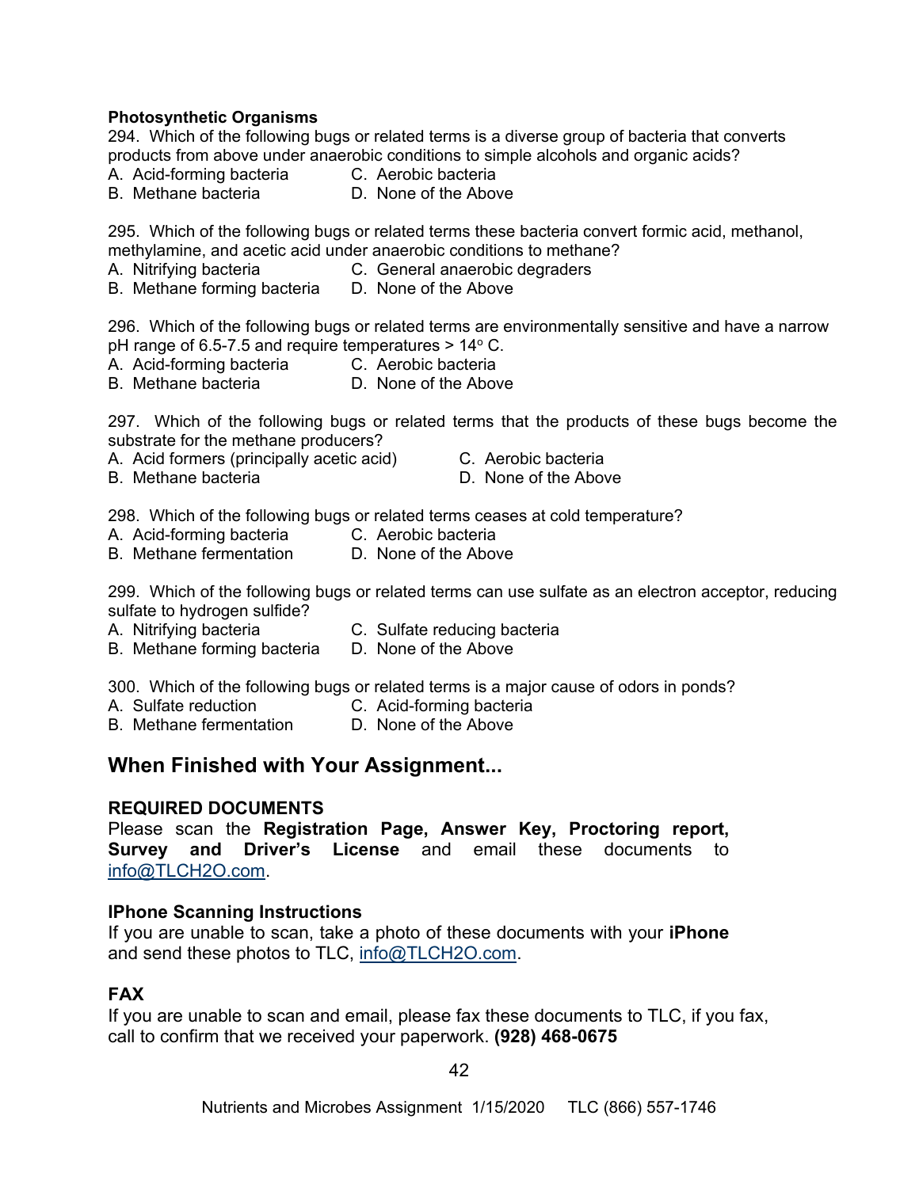**Photosynthetic Organisms**

294. Which of the following bugs or related terms is a diverse group of bacteria that converts products from above under anaerobic conditions to simple alcohols and organic acids?

A. Acid-forming bacteria  
B. Methane bacteria  
C. Aerobic bacteria  
D. None of the Above

295. Which of the following bugs or related terms these bacteria convert formic acid, methanol, methylamine, and acetic acid under anaerobic conditions to methane?

A. Nitrifying bacteria  
B. Methane forming bacteria  
C. General anaerobic degraders  
D. None of the Above

296. Which of the following bugs or related terms are environmentally sensitive and have a narrow pH range of 6.5-7.5 and require temperatures > 14° C.

A. Acid-forming bacteria  
B. Methane bacteria  
C. Aerobic bacteria  
D. None of the Above

297. Which of the following bugs or related terms that the products of these bugs become the substrate for the methane producers?

A. Acid formers (principally acetic acid)  
B. Methane bacteria  
C. Aerobic bacteria  
D. None of the Above

298. Which of the following bugs or related terms ceases at cold temperature?

A. Acid-forming bacteria  
B. Methane fermentation  
C. Aerobic bacteria  
D. None of the Above

299. Which of the following bugs or related terms can use sulfate as an electron acceptor, reducing sulfate to hydrogen sulfide?

A. Nitrifying bacteria  
B. Methane forming bacteria  
C. Sulfate reducing bacteria  
D. None of the Above

300. Which of the following bugs or related terms is a major cause of odors in ponds?

A. Sulfate reduction  
B. Methane fermentation  
C. Acid-forming bacteria  
D. None of the Above

## When Finished with Your Assignment...

**REQUIRED DOCUMENTS**

Please scan the **Registration Page, Answer Key, Proctoring report, Survey and Driver's License** and email these documents to info@TLCH2O.com.

**IPhone Scanning Instructions**

If you are unable to scan, take a photo of these documents with your **iPhone** and send these photos to TLC, info@TLCH2O.com.

**FAX**

If you are unable to scan and email, please fax these documents to TLC, if you fax, call to confirm that we received your paperwork. **(928) 468-0675**